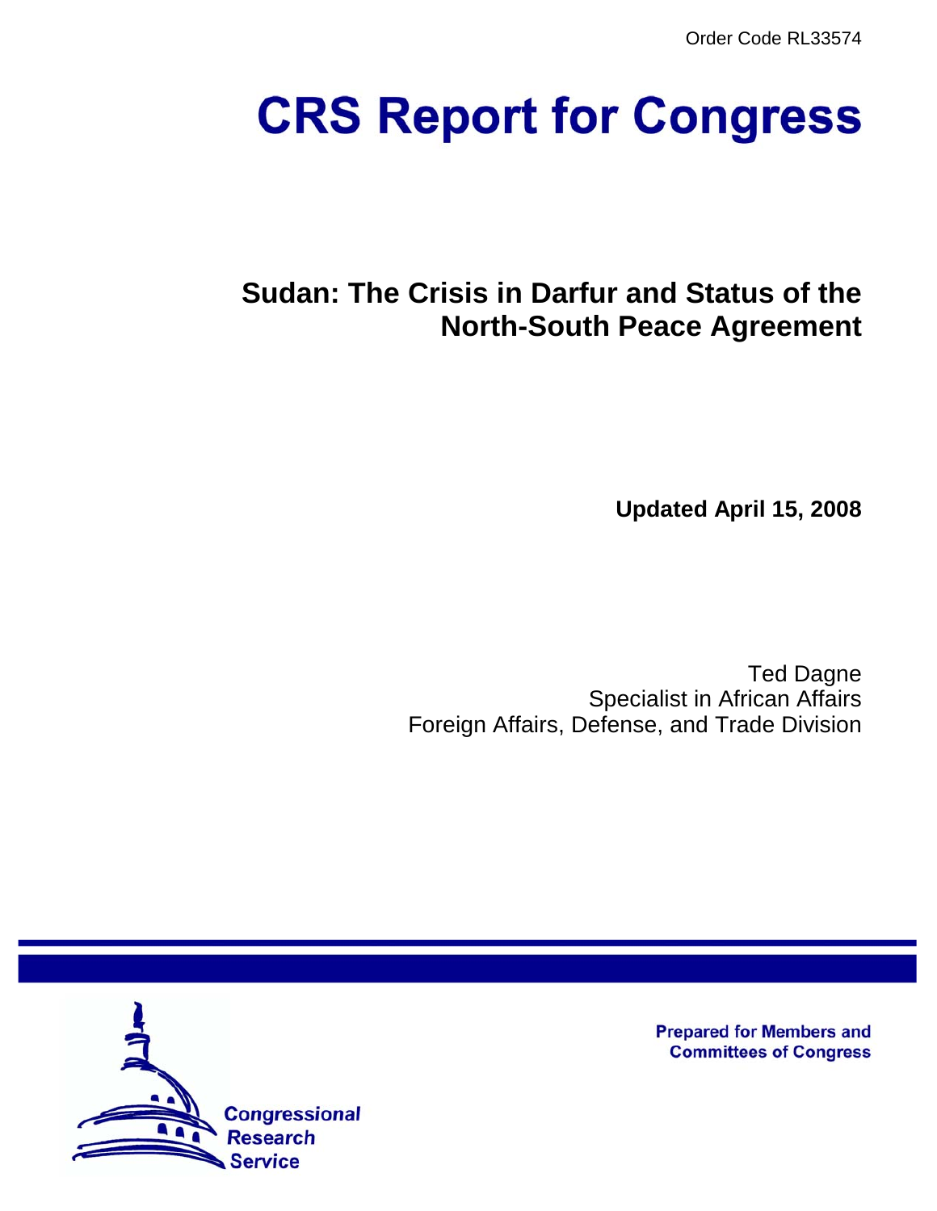Order Code RL33574

# CRS Report for Congress

## Sudan: The Crisis in Darfur and Status of the North-South Peace Agreement

**Updated April 15, 2008**

Ted Dagne
Specialist in African Affairs
Foreign Affairs, Defense, and Trade Division

Prepared for Members and Committees of Congress

Congressional Research Service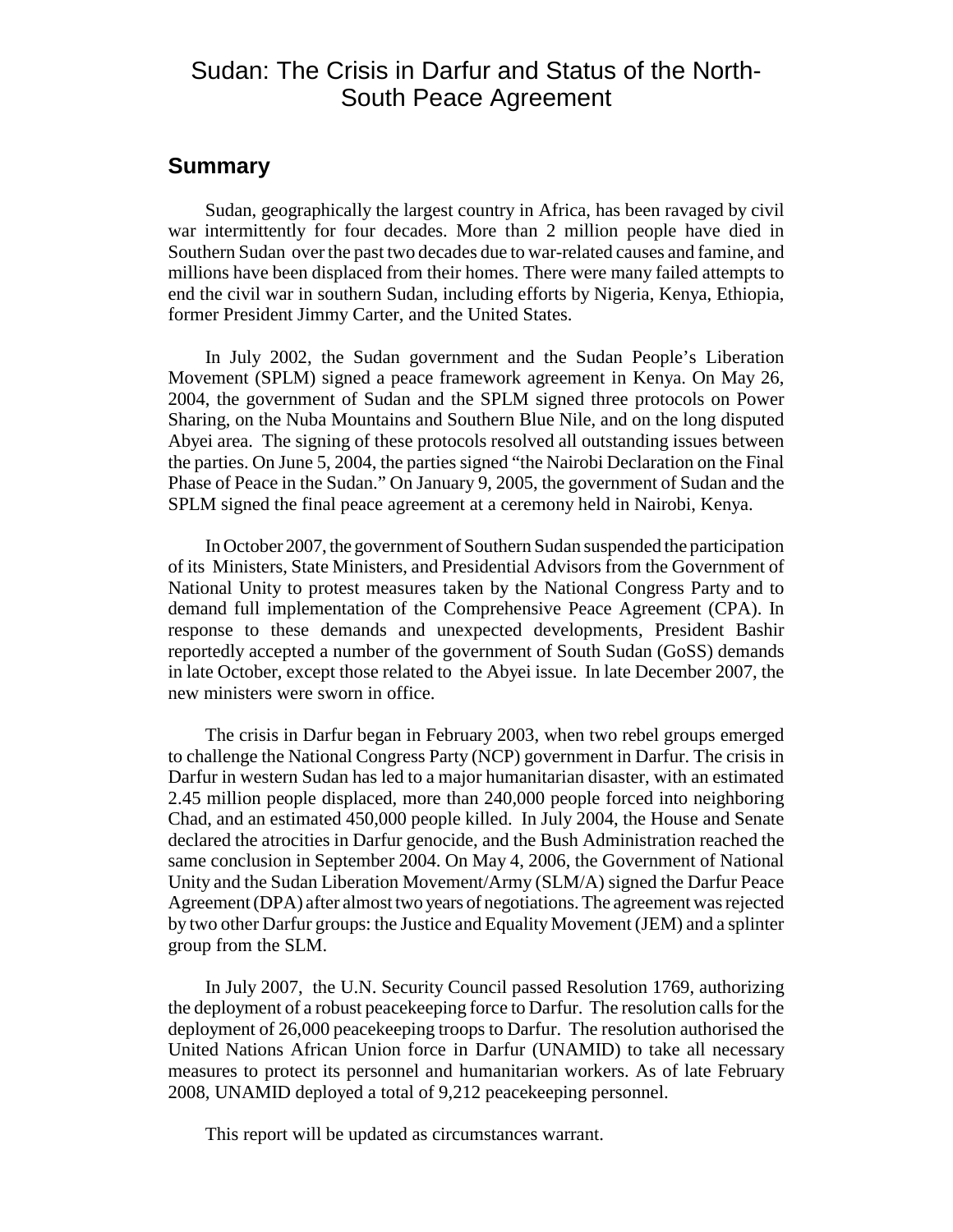# Sudan: The Crisis in Darfur and Status of the North-South Peace Agreement

## Summary

Sudan, geographically the largest country in Africa, has been ravaged by civil war intermittently for four decades. More than 2 million people have died in Southern Sudan over the past two decades due to war-related causes and famine, and millions have been displaced from their homes. There were many failed attempts to end the civil war in southern Sudan, including efforts by Nigeria, Kenya, Ethiopia, former President Jimmy Carter, and the United States.

In July 2002, the Sudan government and the Sudan People's Liberation Movement (SPLM) signed a peace framework agreement in Kenya. On May 26, 2004, the government of Sudan and the SPLM signed three protocols on Power Sharing, on the Nuba Mountains and Southern Blue Nile, and on the long disputed Abyei area. The signing of these protocols resolved all outstanding issues between the parties. On June 5, 2004, the parties signed "the Nairobi Declaration on the Final Phase of Peace in the Sudan." On January 9, 2005, the government of Sudan and the SPLM signed the final peace agreement at a ceremony held in Nairobi, Kenya.

In October 2007, the government of Southern Sudan suspended the participation of its Ministers, State Ministers, and Presidential Advisors from the Government of National Unity to protest measures taken by the National Congress Party and to demand full implementation of the Comprehensive Peace Agreement (CPA). In response to these demands and unexpected developments, President Bashir reportedly accepted a number of the government of South Sudan (GoSS) demands in late October, except those related to the Abyei issue. In late December 2007, the new ministers were sworn in office.

The crisis in Darfur began in February 2003, when two rebel groups emerged to challenge the National Congress Party (NCP) government in Darfur. The crisis in Darfur in western Sudan has led to a major humanitarian disaster, with an estimated 2.45 million people displaced, more than 240,000 people forced into neighboring Chad, and an estimated 450,000 people killed. In July 2004, the House and Senate declared the atrocities in Darfur genocide, and the Bush Administration reached the same conclusion in September 2004. On May 4, 2006, the Government of National Unity and the Sudan Liberation Movement/Army (SLM/A) signed the Darfur Peace Agreement (DPA) after almost two years of negotiations. The agreement was rejected by two other Darfur groups: the Justice and Equality Movement (JEM) and a splinter group from the SLM.

In July 2007, the U.N. Security Council passed Resolution 1769, authorizing the deployment of a robust peacekeeping force to Darfur. The resolution calls for the deployment of 26,000 peacekeeping troops to Darfur. The resolution authorised the United Nations African Union force in Darfur (UNAMID) to take all necessary measures to protect its personnel and humanitarian workers. As of late February 2008, UNAMID deployed a total of 9,212 peacekeeping personnel.

This report will be updated as circumstances warrant.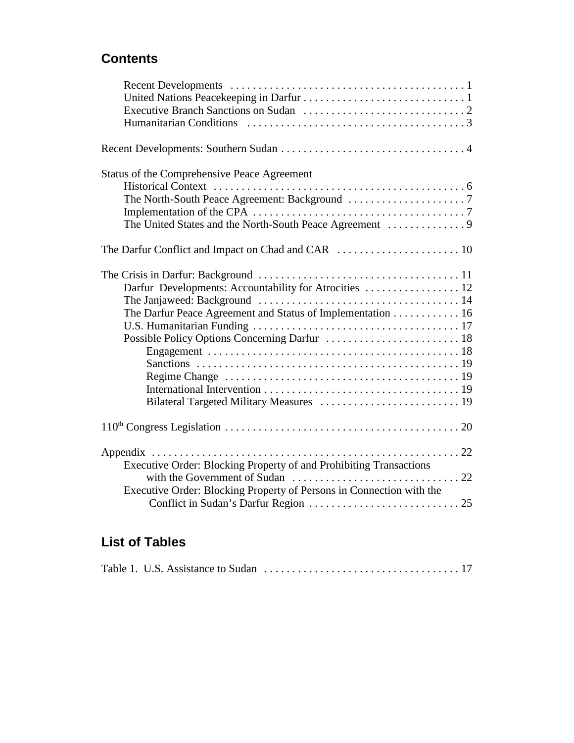## Contents

- Recent Developments . . . . . . . . . . . . . . . . . . . . . . . . . . . . . . . . . . . . . . . . . 1
- United Nations Peacekeeping in Darfur . . . . . . . . . . . . . . . . . . . . . . . . . . . . 1
- Executive Branch Sanctions on Sudan . . . . . . . . . . . . . . . . . . . . . . . . . . . . 2
- Humanitarian Conditions . . . . . . . . . . . . . . . . . . . . . . . . . . . . . . . . . . . . . . 3

Recent Developments: Southern Sudan . . . . . . . . . . . . . . . . . . . . . . . . . . . . . . . . 4

Status of the Comprehensive Peace Agreement
- Historical Context . . . . . . . . . . . . . . . . . . . . . . . . . . . . . . . . . . . . . . . . . . . 6
- The North-South Peace Agreement: Background . . . . . . . . . . . . . . . . . . . . . 7
- Implementation of the CPA . . . . . . . . . . . . . . . . . . . . . . . . . . . . . . . . . . . . . 7
- The United States and the North-South Peace Agreement . . . . . . . . . . . . . . 9

The Darfur Conflict and Impact on Chad and CAR . . . . . . . . . . . . . . . . . . . . . . 10

The Crisis in Darfur: Background . . . . . . . . . . . . . . . . . . . . . . . . . . . . . . . . . . . . 11
- Darfur Developments: Accountability for Atrocities . . . . . . . . . . . . . . . . . 12
- The Janjaweed: Background . . . . . . . . . . . . . . . . . . . . . . . . . . . . . . . . . . . . 14
- The Darfur Peace Agreement and Status of Implementation . . . . . . . . . . . . 16
- U.S. Humanitarian Funding . . . . . . . . . . . . . . . . . . . . . . . . . . . . . . . . . . . . . 17
- Possible Policy Options Concerning Darfur . . . . . . . . . . . . . . . . . . . . . . . . . 18
  - Engagement . . . . . . . . . . . . . . . . . . . . . . . . . . . . . . . . . . . . . . . . . . . . . 18
  - Sanctions . . . . . . . . . . . . . . . . . . . . . . . . . . . . . . . . . . . . . . . . . . . . . . . 19
  - Regime Change . . . . . . . . . . . . . . . . . . . . . . . . . . . . . . . . . . . . . . . . . . 19
  - International Intervention . . . . . . . . . . . . . . . . . . . . . . . . . . . . . . . . . . . 19
  - Bilateral Targeted Military Measures . . . . . . . . . . . . . . . . . . . . . . . . . 19

110th Congress Legislation . . . . . . . . . . . . . . . . . . . . . . . . . . . . . . . . . . . . . . . . . . 20

Appendix . . . . . . . . . . . . . . . . . . . . . . . . . . . . . . . . . . . . . . . . . . . . . . . . . . . . . . . 22
- Executive Order: Blocking Property of and Prohibiting Transactions with the Government of Sudan . . . . . . . . . . . . . . . . . . . . . . . . . . . . . . 22
- Executive Order: Blocking Property of Persons in Connection with the Conflict in Sudan's Darfur Region . . . . . . . . . . . . . . . . . . . . . . . . . . . 25

## List of Tables

Table 1. U.S. Assistance to Sudan . . . . . . . . . . . . . . . . . . . . . . . . . . . . . . . . . . . 17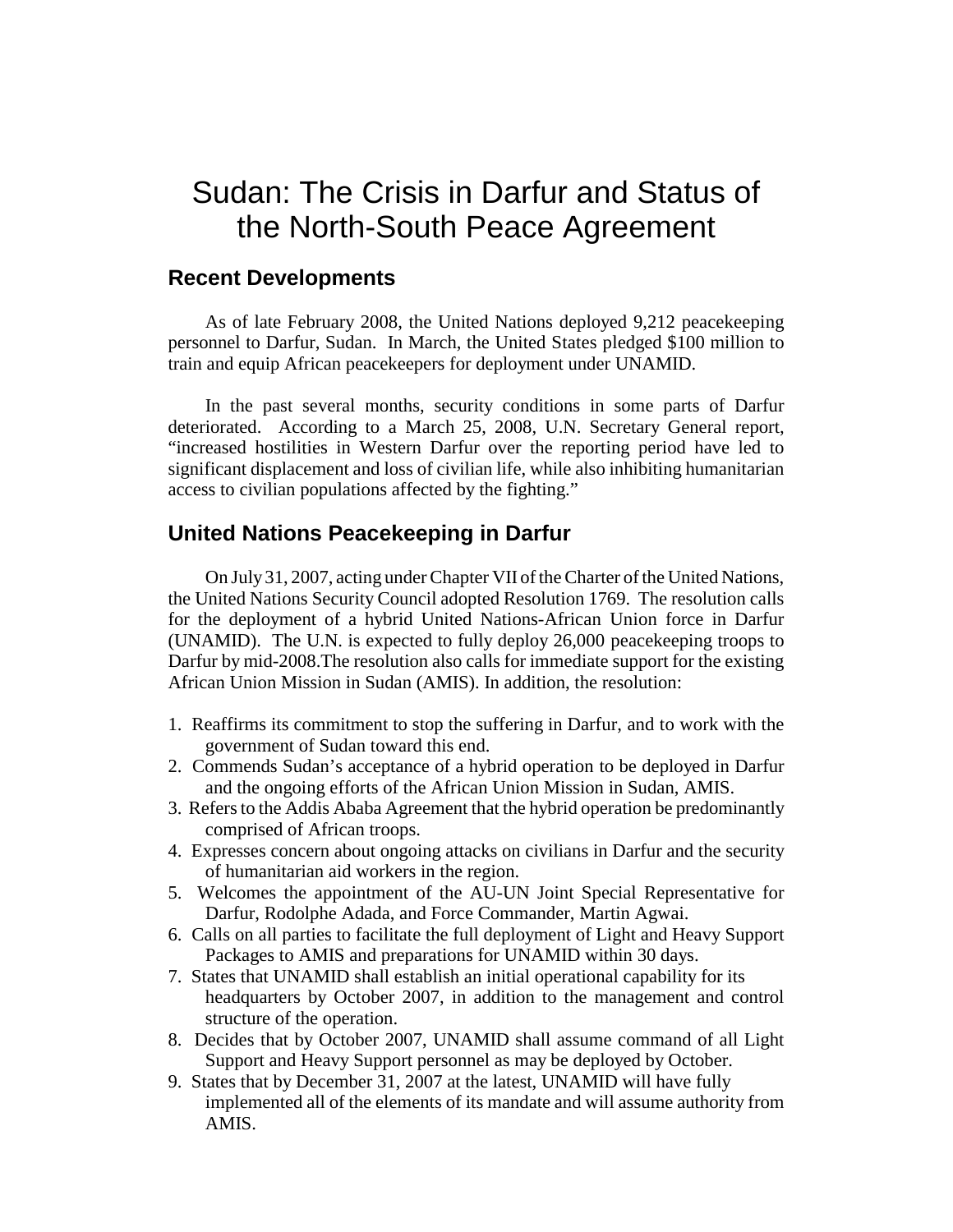# Sudan: The Crisis in Darfur and Status of the North-South Peace Agreement

## Recent Developments

As of late February 2008, the United Nations deployed 9,212 peacekeeping personnel to Darfur, Sudan. In March, the United States pledged $100 million to train and equip African peacekeepers for deployment under UNAMID.

In the past several months, security conditions in some parts of Darfur deteriorated. According to a March 25, 2008, U.N. Secretary General report, "increased hostilities in Western Darfur over the reporting period have led to significant displacement and loss of civilian life, while also inhibiting humanitarian access to civilian populations affected by the fighting."

## United Nations Peacekeeping in Darfur

On July 31, 2007, acting under Chapter VII of the Charter of the United Nations, the United Nations Security Council adopted Resolution 1769. The resolution calls for the deployment of a hybrid United Nations-African Union force in Darfur (UNAMID). The U.N. is expected to fully deploy 26,000 peacekeeping troops to Darfur by mid-2008.The resolution also calls for immediate support for the existing African Union Mission in Sudan (AMIS). In addition, the resolution:

1. Reaffirms its commitment to stop the suffering in Darfur, and to work with the government of Sudan toward this end.
2. Commends Sudan's acceptance of a hybrid operation to be deployed in Darfur and the ongoing efforts of the African Union Mission in Sudan, AMIS.
3. Refers to the Addis Ababa Agreement that the hybrid operation be predominantly comprised of African troops.
4. Expresses concern about ongoing attacks on civilians in Darfur and the security of humanitarian aid workers in the region.
5. Welcomes the appointment of the AU-UN Joint Special Representative for Darfur, Rodolphe Adada, and Force Commander, Martin Agwai.
6. Calls on all parties to facilitate the full deployment of Light and Heavy Support Packages to AMIS and preparations for UNAMID within 30 days.
7. States that UNAMID shall establish an initial operational capability for its headquarters by October 2007, in addition to the management and control structure of the operation.
8. Decides that by October 2007, UNAMID shall assume command of all Light Support and Heavy Support personnel as may be deployed by October.
9. States that by December 31, 2007 at the latest, UNAMID will have fully implemented all of the elements of its mandate and will assume authority from AMIS.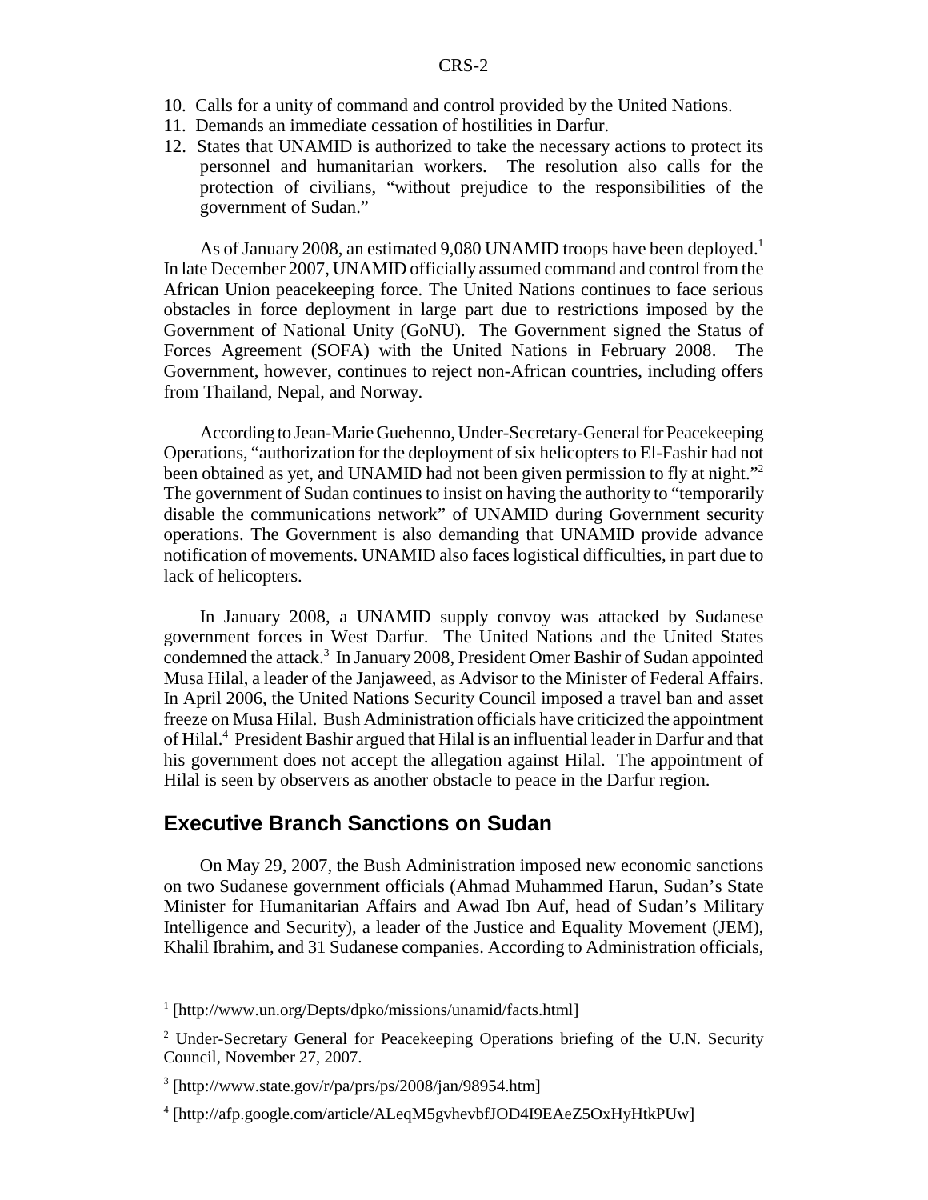10. Calls for a unity of command and control provided by the United Nations.
11. Demands an immediate cessation of hostilities in Darfur.
12. States that UNAMID is authorized to take the necessary actions to protect its personnel and humanitarian workers. The resolution also calls for the protection of civilians, "without prejudice to the responsibilities of the government of Sudan."

As of January 2008, an estimated 9,080 UNAMID troops have been deployed.[1] In late December 2007, UNAMID officially assumed command and control from the African Union peacekeeping force. The United Nations continues to face serious obstacles in force deployment in large part due to restrictions imposed by the Government of National Unity (GoNU). The Government signed the Status of Forces Agreement (SOFA) with the United Nations in February 2008. The Government, however, continues to reject non-African countries, including offers from Thailand, Nepal, and Norway.

According to Jean-Marie Guehenno, Under-Secretary-General for Peacekeeping Operations, "authorization for the deployment of six helicopters to El-Fashir had not been obtained as yet, and UNAMID had not been given permission to fly at night."[2] The government of Sudan continues to insist on having the authority to "temporarily disable the communications network" of UNAMID during Government security operations. The Government is also demanding that UNAMID provide advance notification of movements. UNAMID also faces logistical difficulties, in part due to lack of helicopters.

In January 2008, a UNAMID supply convoy was attacked by Sudanese government forces in West Darfur. The United Nations and the United States condemned the attack.[3] In January 2008, President Omer Bashir of Sudan appointed Musa Hilal, a leader of the Janjaweed, as Advisor to the Minister of Federal Affairs. In April 2006, the United Nations Security Council imposed a travel ban and asset freeze on Musa Hilal. Bush Administration officials have criticized the appointment of Hilal.[4] President Bashir argued that Hilal is an influential leader in Darfur and that his government does not accept the allegation against Hilal. The appointment of Hilal is seen by observers as another obstacle to peace in the Darfur region.

## Executive Branch Sanctions on Sudan

On May 29, 2007, the Bush Administration imposed new economic sanctions on two Sudanese government officials (Ahmad Muhammed Harun, Sudan's State Minister for Humanitarian Affairs and Awad Ibn Auf, head of Sudan's Military Intelligence and Security), a leader of the Justice and Equality Movement (JEM), Khalil Ibrahim, and 31 Sudanese companies. According to Administration officials,

---

[1] [http://www.un.org/Depts/dpko/missions/unamid/facts.html]

[2] Under-Secretary General for Peacekeeping Operations briefing of the U.N. Security Council, November 27, 2007.

[3] [http://www.state.gov/r/pa/prs/ps/2008/jan/98954.htm]

[4] [http://afp.google.com/article/ALeqM5gvhevbfJOD4I9EAeZ5OxHyHtkPUw]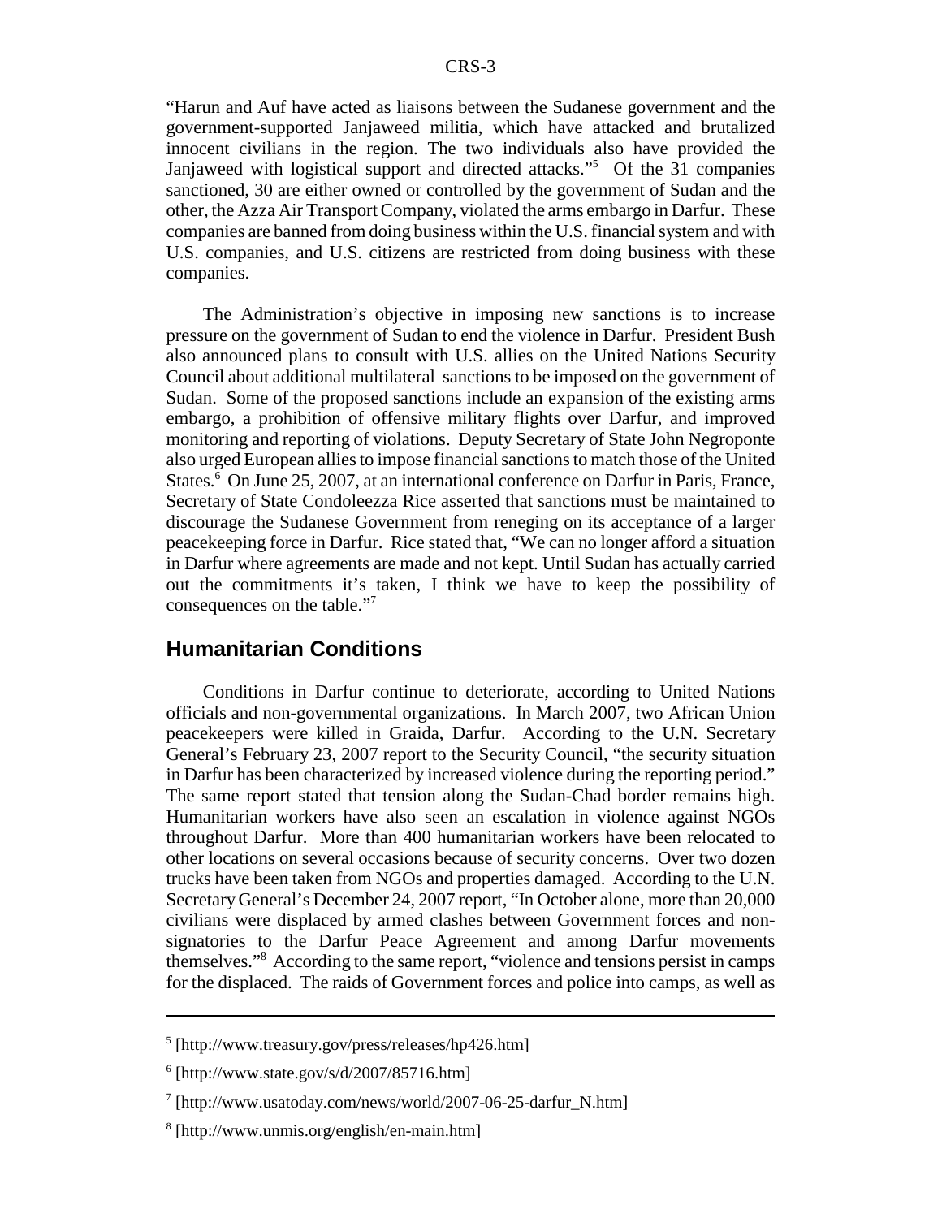"Harun and Auf have acted as liaisons between the Sudanese government and the government-supported Janjaweed militia, which have attacked and brutalized innocent civilians in the region. The two individuals also have provided the Janjaweed with logistical support and directed attacks."[5] Of the 31 companies sanctioned, 30 are either owned or controlled by the government of Sudan and the other, the Azza Air Transport Company, violated the arms embargo in Darfur. These companies are banned from doing business within the U.S. financial system and with U.S. companies, and U.S. citizens are restricted from doing business with these companies.

The Administration's objective in imposing new sanctions is to increase pressure on the government of Sudan to end the violence in Darfur. President Bush also announced plans to consult with U.S. allies on the United Nations Security Council about additional multilateral sanctions to be imposed on the government of Sudan. Some of the proposed sanctions include an expansion of the existing arms embargo, a prohibition of offensive military flights over Darfur, and improved monitoring and reporting of violations. Deputy Secretary of State John Negroponte also urged European allies to impose financial sanctions to match those of the United States.[6] On June 25, 2007, at an international conference on Darfur in Paris, France, Secretary of State Condoleezza Rice asserted that sanctions must be maintained to discourage the Sudanese Government from reneging on its acceptance of a larger peacekeeping force in Darfur. Rice stated that, "We can no longer afford a situation in Darfur where agreements are made and not kept. Until Sudan has actually carried out the commitments it's taken, I think we have to keep the possibility of consequences on the table."[7]

## Humanitarian Conditions

Conditions in Darfur continue to deteriorate, according to United Nations officials and non-governmental organizations. In March 2007, two African Union peacekeepers were killed in Graida, Darfur. According to the U.N. Secretary General's February 23, 2007 report to the Security Council, "the security situation in Darfur has been characterized by increased violence during the reporting period." The same report stated that tension along the Sudan-Chad border remains high. Humanitarian workers have also seen an escalation in violence against NGOs throughout Darfur. More than 400 humanitarian workers have been relocated to other locations on several occasions because of security concerns. Over two dozen trucks have been taken from NGOs and properties damaged. According to the U.N. Secretary General's December 24, 2007 report, "In October alone, more than 20,000 civilians were displaced by armed clashes between Government forces and non-signatories to the Darfur Peace Agreement and among Darfur movements themselves."[8] According to the same report, "violence and tensions persist in camps for the displaced. The raids of Government forces and police into camps, as well as

---

[5] [http://www.treasury.gov/press/releases/hp426.htm]

[6] [http://www.state.gov/s/d/2007/85716.htm]

[7] [http://www.usatoday.com/news/world/2007-06-25-darfur_N.htm]

[8] [http://www.unmis.org/english/en-main.htm]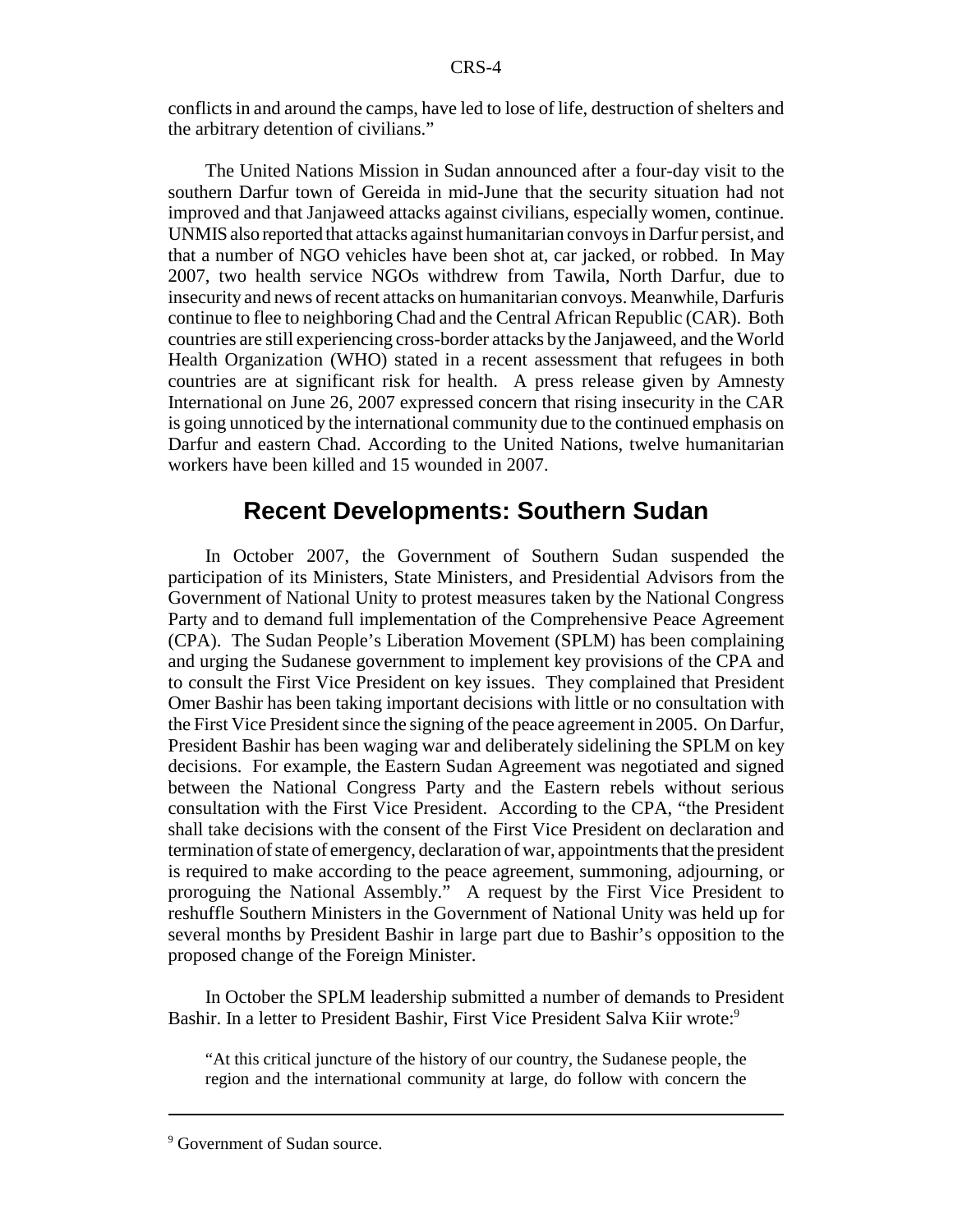conflicts in and around the camps, have led to lose of life, destruction of shelters and the arbitrary detention of civilians."

The United Nations Mission in Sudan announced after a four-day visit to the southern Darfur town of Gereida in mid-June that the security situation had not improved and that Janjaweed attacks against civilians, especially women, continue. UNMIS also reported that attacks against humanitarian convoys in Darfur persist, and that a number of NGO vehicles have been shot at, car jacked, or robbed. In May 2007, two health service NGOs withdrew from Tawila, North Darfur, due to insecurity and news of recent attacks on humanitarian convoys. Meanwhile, Darfuris continue to flee to neighboring Chad and the Central African Republic (CAR). Both countries are still experiencing cross-border attacks by the Janjaweed, and the World Health Organization (WHO) stated in a recent assessment that refugees in both countries are at significant risk for health. A press release given by Amnesty International on June 26, 2007 expressed concern that rising insecurity in the CAR is going unnoticed by the international community due to the continued emphasis on Darfur and eastern Chad. According to the United Nations, twelve humanitarian workers have been killed and 15 wounded in 2007.

## Recent Developments: Southern Sudan

In October 2007, the Government of Southern Sudan suspended the participation of its Ministers, State Ministers, and Presidential Advisors from the Government of National Unity to protest measures taken by the National Congress Party and to demand full implementation of the Comprehensive Peace Agreement (CPA). The Sudan People's Liberation Movement (SPLM) has been complaining and urging the Sudanese government to implement key provisions of the CPA and to consult the First Vice President on key issues. They complained that President Omer Bashir has been taking important decisions with little or no consultation with the First Vice President since the signing of the peace agreement in 2005. On Darfur, President Bashir has been waging war and deliberately sidelining the SPLM on key decisions. For example, the Eastern Sudan Agreement was negotiated and signed between the National Congress Party and the Eastern rebels without serious consultation with the First Vice President. According to the CPA, "the President shall take decisions with the consent of the First Vice President on declaration and termination of state of emergency, declaration of war, appointments that the president is required to make according to the peace agreement, summoning, adjourning, or proroguing the National Assembly." A request by the First Vice President to reshuffle Southern Ministers in the Government of National Unity was held up for several months by President Bashir in large part due to Bashir's opposition to the proposed change of the Foreign Minister.

In October the SPLM leadership submitted a number of demands to President Bashir. In a letter to President Bashir, First Vice President Salva Kiir wrote:[9]

> "At this critical juncture of the history of our country, the Sudanese people, the region and the international community at large, do follow with concern the

---

[9] Government of Sudan source.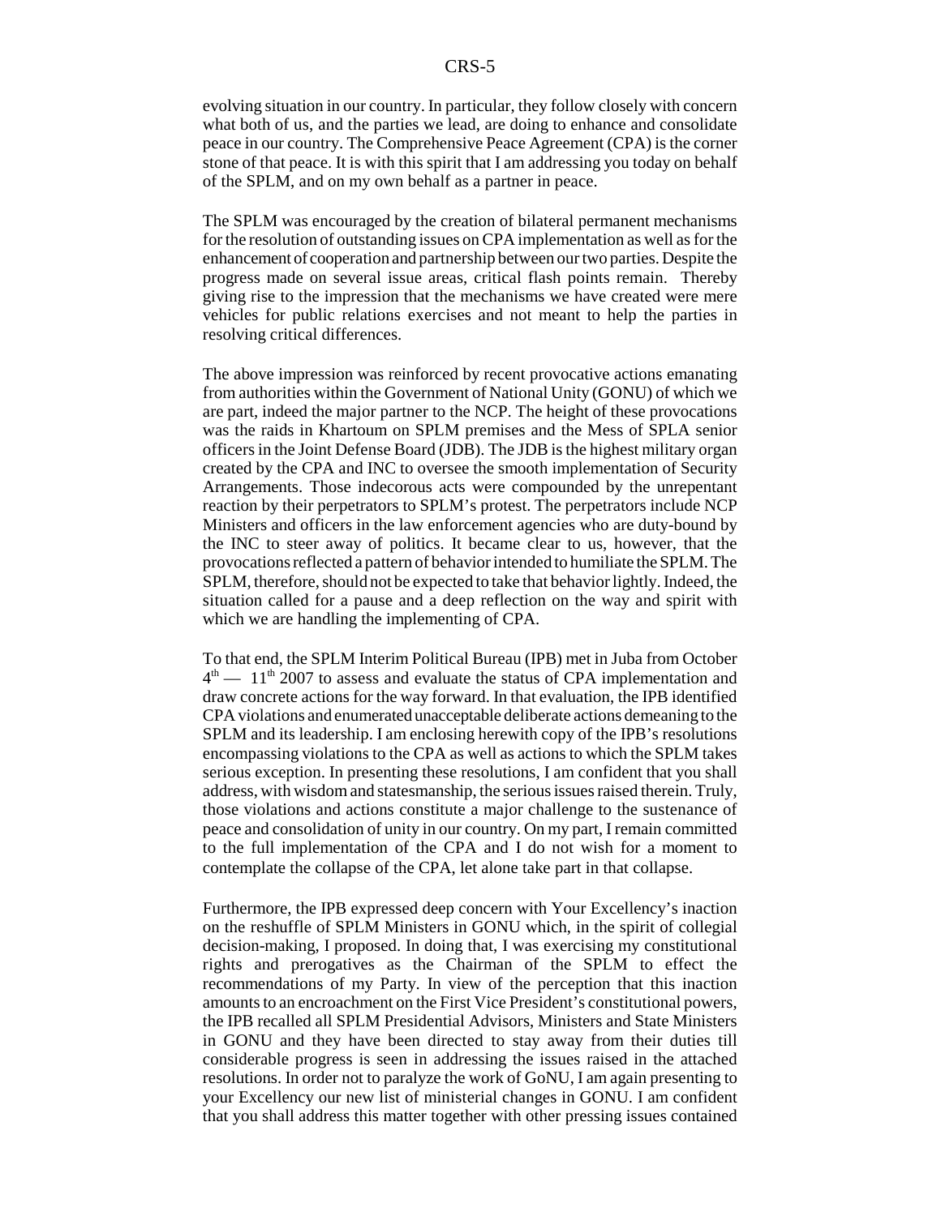evolving situation in our country. In particular, they follow closely with concern what both of us, and the parties we lead, are doing to enhance and consolidate peace in our country. The Comprehensive Peace Agreement (CPA) is the corner stone of that peace. It is with this spirit that I am addressing you today on behalf of the SPLM, and on my own behalf as a partner in peace.

The SPLM was encouraged by the creation of bilateral permanent mechanisms for the resolution of outstanding issues on CPA implementation as well as for the enhancement of cooperation and partnership between our two parties. Despite the progress made on several issue areas, critical flash points remain. Thereby giving rise to the impression that the mechanisms we have created were mere vehicles for public relations exercises and not meant to help the parties in resolving critical differences.

The above impression was reinforced by recent provocative actions emanating from authorities within the Government of National Unity (GONU) of which we are part, indeed the major partner to the NCP. The height of these provocations was the raids in Khartoum on SPLM premises and the Mess of SPLA senior officers in the Joint Defense Board (JDB). The JDB is the highest military organ created by the CPA and INC to oversee the smooth implementation of Security Arrangements. Those indecorous acts were compounded by the unrepentant reaction by their perpetrators to SPLM's protest. The perpetrators include NCP Ministers and officers in the law enforcement agencies who are duty-bound by the INC to steer away of politics. It became clear to us, however, that the provocations reflected a pattern of behavior intended to humiliate the SPLM. The SPLM, therefore, should not be expected to take that behavior lightly. Indeed, the situation called for a pause and a deep reflection on the way and spirit with which we are handling the implementing of CPA.

To that end, the SPLM Interim Political Bureau (IPB) met in Juba from October 4th — 11th 2007 to assess and evaluate the status of CPA implementation and draw concrete actions for the way forward. In that evaluation, the IPB identified CPA violations and enumerated unacceptable deliberate actions demeaning to the SPLM and its leadership. I am enclosing herewith copy of the IPB's resolutions encompassing violations to the CPA as well as actions to which the SPLM takes serious exception. In presenting these resolutions, I am confident that you shall address, with wisdom and statesmanship, the serious issues raised therein. Truly, those violations and actions constitute a major challenge to the sustenance of peace and consolidation of unity in our country. On my part, I remain committed to the full implementation of the CPA and I do not wish for a moment to contemplate the collapse of the CPA, let alone take part in that collapse.

Furthermore, the IPB expressed deep concern with Your Excellency's inaction on the reshuffle of SPLM Ministers in GONU which, in the spirit of collegial decision-making, I proposed. In doing that, I was exercising my constitutional rights and prerogatives as the Chairman of the SPLM to effect the recommendations of my Party. In view of the perception that this inaction amounts to an encroachment on the First Vice President's constitutional powers, the IPB recalled all SPLM Presidential Advisors, Ministers and State Ministers in GONU and they have been directed to stay away from their duties till considerable progress is seen in addressing the issues raised in the attached resolutions. In order not to paralyze the work of GoNU, I am again presenting to your Excellency our new list of ministerial changes in GONU. I am confident that you shall address this matter together with other pressing issues contained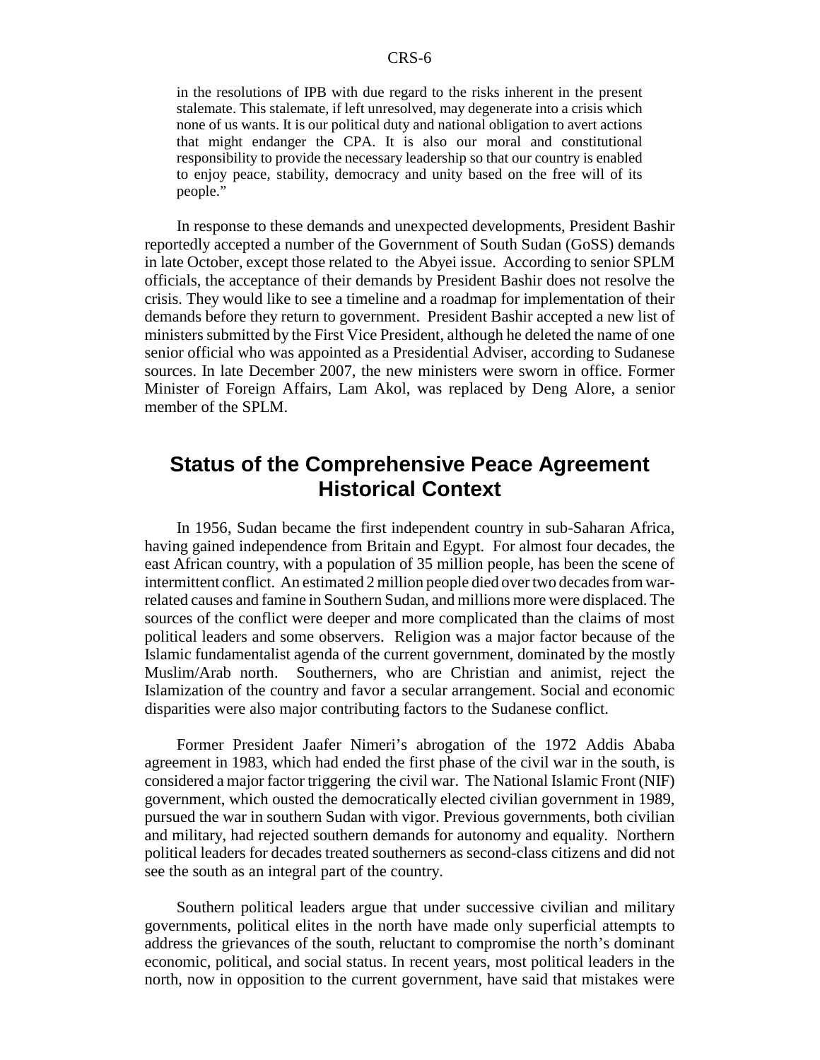> in the resolutions of IPB with due regard to the risks inherent in the present stalemate. This stalemate, if left unresolved, may degenerate into a crisis which none of us wants. It is our political duty and national obligation to avert actions that might endanger the CPA. It is also our moral and constitutional responsibility to provide the necessary leadership so that our country is enabled to enjoy peace, stability, democracy and unity based on the free will of its people."

In response to these demands and unexpected developments, President Bashir reportedly accepted a number of the Government of South Sudan (GoSS) demands in late October, except those related to the Abyei issue. According to senior SPLM officials, the acceptance of their demands by President Bashir does not resolve the crisis. They would like to see a timeline and a roadmap for implementation of their demands before they return to government. President Bashir accepted a new list of ministers submitted by the First Vice President, although he deleted the name of one senior official who was appointed as a Presidential Adviser, according to Sudanese sources. In late December 2007, the new ministers were sworn in office. Former Minister of Foreign Affairs, Lam Akol, was replaced by Deng Alore, a senior member of the SPLM.

## Status of the Comprehensive Peace Agreement Historical Context

In 1956, Sudan became the first independent country in sub-Saharan Africa, having gained independence from Britain and Egypt. For almost four decades, the east African country, with a population of 35 million people, has been the scene of intermittent conflict. An estimated 2 million people died over two decades from war-related causes and famine in Southern Sudan, and millions more were displaced. The sources of the conflict were deeper and more complicated than the claims of most political leaders and some observers. Religion was a major factor because of the Islamic fundamentalist agenda of the current government, dominated by the mostly Muslim/Arab north. Southerners, who are Christian and animist, reject the Islamization of the country and favor a secular arrangement. Social and economic disparities were also major contributing factors to the Sudanese conflict.

Former President Jaafer Nimeri's abrogation of the 1972 Addis Ababa agreement in 1983, which had ended the first phase of the civil war in the south, is considered a major factor triggering the civil war. The National Islamic Front (NIF) government, which ousted the democratically elected civilian government in 1989, pursued the war in southern Sudan with vigor. Previous governments, both civilian and military, had rejected southern demands for autonomy and equality. Northern political leaders for decades treated southerners as second-class citizens and did not see the south as an integral part of the country.

Southern political leaders argue that under successive civilian and military governments, political elites in the north have made only superficial attempts to address the grievances of the south, reluctant to compromise the north's dominant economic, political, and social status. In recent years, most political leaders in the north, now in opposition to the current government, have said that mistakes were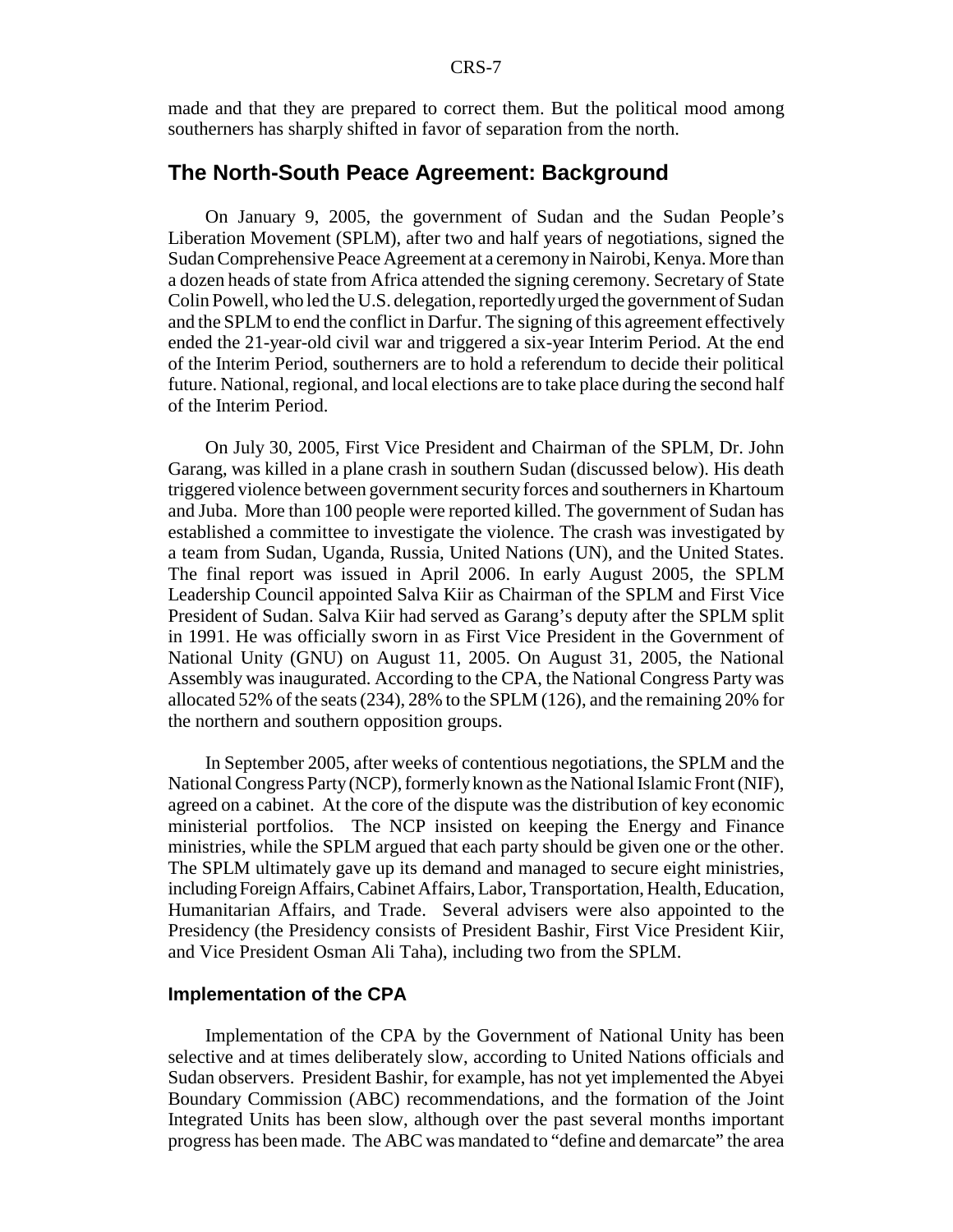made and that they are prepared to correct them. But the political mood among southerners has sharply shifted in favor of separation from the north.

## The North-South Peace Agreement: Background

On January 9, 2005, the government of Sudan and the Sudan People's Liberation Movement (SPLM), after two and half years of negotiations, signed the Sudan Comprehensive Peace Agreement at a ceremony in Nairobi, Kenya. More than a dozen heads of state from Africa attended the signing ceremony. Secretary of State Colin Powell, who led the U.S. delegation, reportedly urged the government of Sudan and the SPLM to end the conflict in Darfur. The signing of this agreement effectively ended the 21-year-old civil war and triggered a six-year Interim Period. At the end of the Interim Period, southerners are to hold a referendum to decide their political future. National, regional, and local elections are to take place during the second half of the Interim Period.

On July 30, 2005, First Vice President and Chairman of the SPLM, Dr. John Garang, was killed in a plane crash in southern Sudan (discussed below). His death triggered violence between government security forces and southerners in Khartoum and Juba. More than 100 people were reported killed. The government of Sudan has established a committee to investigate the violence. The crash was investigated by a team from Sudan, Uganda, Russia, United Nations (UN), and the United States. The final report was issued in April 2006. In early August 2005, the SPLM Leadership Council appointed Salva Kiir as Chairman of the SPLM and First Vice President of Sudan. Salva Kiir had served as Garang's deputy after the SPLM split in 1991. He was officially sworn in as First Vice President in the Government of National Unity (GNU) on August 11, 2005. On August 31, 2005, the National Assembly was inaugurated. According to the CPA, the National Congress Party was allocated 52% of the seats (234), 28% to the SPLM (126), and the remaining 20% for the northern and southern opposition groups.

In September 2005, after weeks of contentious negotiations, the SPLM and the National Congress Party (NCP), formerly known as the National Islamic Front (NIF), agreed on a cabinet. At the core of the dispute was the distribution of key economic ministerial portfolios. The NCP insisted on keeping the Energy and Finance ministries, while the SPLM argued that each party should be given one or the other. The SPLM ultimately gave up its demand and managed to secure eight ministries, including Foreign Affairs, Cabinet Affairs, Labor, Transportation, Health, Education, Humanitarian Affairs, and Trade. Several advisers were also appointed to the Presidency (the Presidency consists of President Bashir, First Vice President Kiir, and Vice President Osman Ali Taha), including two from the SPLM.

### Implementation of the CPA

Implementation of the CPA by the Government of National Unity has been selective and at times deliberately slow, according to United Nations officials and Sudan observers. President Bashir, for example, has not yet implemented the Abyei Boundary Commission (ABC) recommendations, and the formation of the Joint Integrated Units has been slow, although over the past several months important progress has been made. The ABC was mandated to "define and demarcate" the area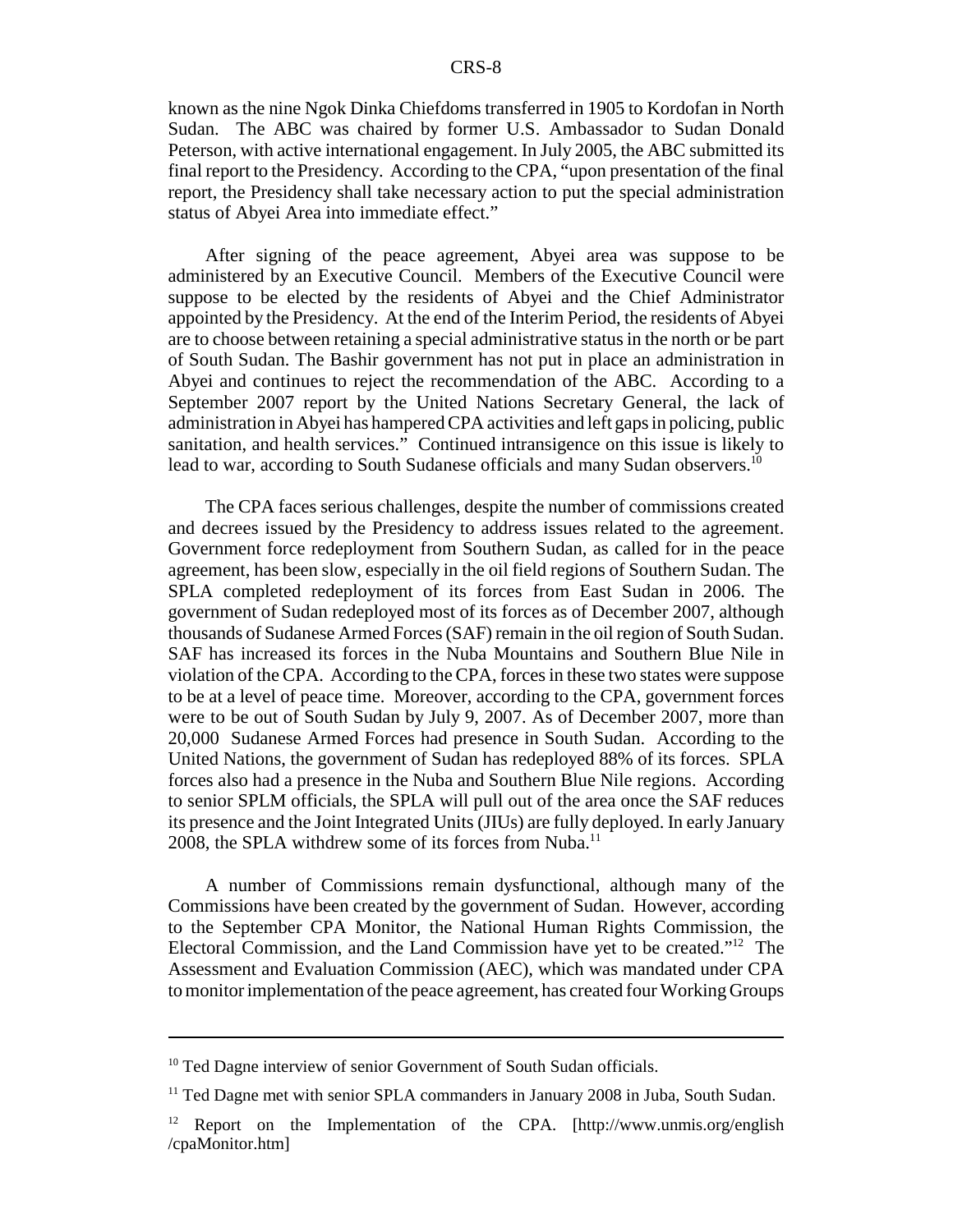known as the nine Ngok Dinka Chiefdoms transferred in 1905 to Kordofan in North Sudan. The ABC was chaired by former U.S. Ambassador to Sudan Donald Peterson, with active international engagement. In July 2005, the ABC submitted its final report to the Presidency. According to the CPA, "upon presentation of the final report, the Presidency shall take necessary action to put the special administration status of Abyei Area into immediate effect."

After signing of the peace agreement, Abyei area was suppose to be administered by an Executive Council. Members of the Executive Council were suppose to be elected by the residents of Abyei and the Chief Administrator appointed by the Presidency. At the end of the Interim Period, the residents of Abyei are to choose between retaining a special administrative status in the north or be part of South Sudan. The Bashir government has not put in place an administration in Abyei and continues to reject the recommendation of the ABC. According to a September 2007 report by the United Nations Secretary General, the lack of administration in Abyei has hampered CPA activities and left gaps in policing, public sanitation, and health services." Continued intransigence on this issue is likely to lead to war, according to South Sudanese officials and many Sudan observers.[10]

The CPA faces serious challenges, despite the number of commissions created and decrees issued by the Presidency to address issues related to the agreement. Government force redeployment from Southern Sudan, as called for in the peace agreement, has been slow, especially in the oil field regions of Southern Sudan. The SPLA completed redeployment of its forces from East Sudan in 2006. The government of Sudan redeployed most of its forces as of December 2007, although thousands of Sudanese Armed Forces (SAF) remain in the oil region of South Sudan. SAF has increased its forces in the Nuba Mountains and Southern Blue Nile in violation of the CPA. According to the CPA, forces in these two states were suppose to be at a level of peace time. Moreover, according to the CPA, government forces were to be out of South Sudan by July 9, 2007. As of December 2007, more than 20,000 Sudanese Armed Forces had presence in South Sudan. According to the United Nations, the government of Sudan has redeployed 88% of its forces. SPLA forces also had a presence in the Nuba and Southern Blue Nile regions. According to senior SPLM officials, the SPLA will pull out of the area once the SAF reduces its presence and the Joint Integrated Units (JIUs) are fully deployed. In early January 2008, the SPLA withdrew some of its forces from Nuba.[11]

A number of Commissions remain dysfunctional, although many of the Commissions have been created by the government of Sudan. However, according to the September CPA Monitor, the National Human Rights Commission, the Electoral Commission, and the Land Commission have yet to be created."[12] The Assessment and Evaluation Commission (AEC), which was mandated under CPA to monitor implementation of the peace agreement, has created four Working Groups

---

[10] Ted Dagne interview of senior Government of South Sudan officials.

[11] Ted Dagne met with senior SPLA commanders in January 2008 in Juba, South Sudan.

[12] Report on the Implementation of the CPA. [http://www.unmis.org/english/cpaMonitor.htm]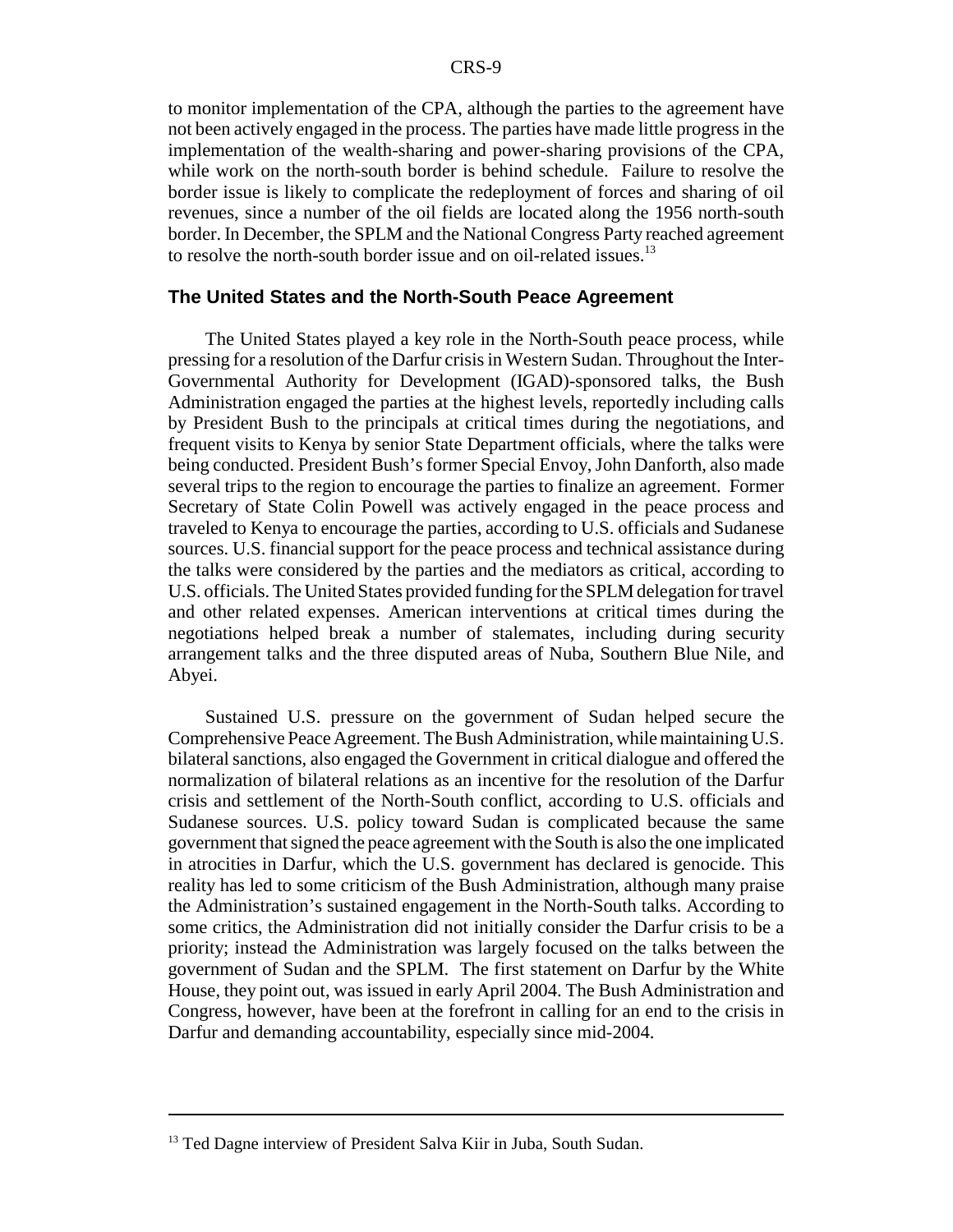to monitor implementation of the CPA, although the parties to the agreement have not been actively engaged in the process. The parties have made little progress in the implementation of the wealth-sharing and power-sharing provisions of the CPA, while work on the north-south border is behind schedule. Failure to resolve the border issue is likely to complicate the redeployment of forces and sharing of oil revenues, since a number of the oil fields are located along the 1956 north-south border. In December, the SPLM and the National Congress Party reached agreement to resolve the north-south border issue and on oil-related issues.[13]

### The United States and the North-South Peace Agreement

The United States played a key role in the North-South peace process, while pressing for a resolution of the Darfur crisis in Western Sudan. Throughout the Inter-Governmental Authority for Development (IGAD)-sponsored talks, the Bush Administration engaged the parties at the highest levels, reportedly including calls by President Bush to the principals at critical times during the negotiations, and frequent visits to Kenya by senior State Department officials, where the talks were being conducted. President Bush's former Special Envoy, John Danforth, also made several trips to the region to encourage the parties to finalize an agreement. Former Secretary of State Colin Powell was actively engaged in the peace process and traveled to Kenya to encourage the parties, according to U.S. officials and Sudanese sources. U.S. financial support for the peace process and technical assistance during the talks were considered by the parties and the mediators as critical, according to U.S. officials. The United States provided funding for the SPLM delegation for travel and other related expenses. American interventions at critical times during the negotiations helped break a number of stalemates, including during security arrangement talks and the three disputed areas of Nuba, Southern Blue Nile, and Abyei.

Sustained U.S. pressure on the government of Sudan helped secure the Comprehensive Peace Agreement. The Bush Administration, while maintaining U.S. bilateral sanctions, also engaged the Government in critical dialogue and offered the normalization of bilateral relations as an incentive for the resolution of the Darfur crisis and settlement of the North-South conflict, according to U.S. officials and Sudanese sources. U.S. policy toward Sudan is complicated because the same government that signed the peace agreement with the South is also the one implicated in atrocities in Darfur, which the U.S. government has declared is genocide. This reality has led to some criticism of the Bush Administration, although many praise the Administration's sustained engagement in the North-South talks. According to some critics, the Administration did not initially consider the Darfur crisis to be a priority; instead the Administration was largely focused on the talks between the government of Sudan and the SPLM. The first statement on Darfur by the White House, they point out, was issued in early April 2004. The Bush Administration and Congress, however, have been at the forefront in calling for an end to the crisis in Darfur and demanding accountability, especially since mid-2004.

---

[13] Ted Dagne interview of President Salva Kiir in Juba, South Sudan.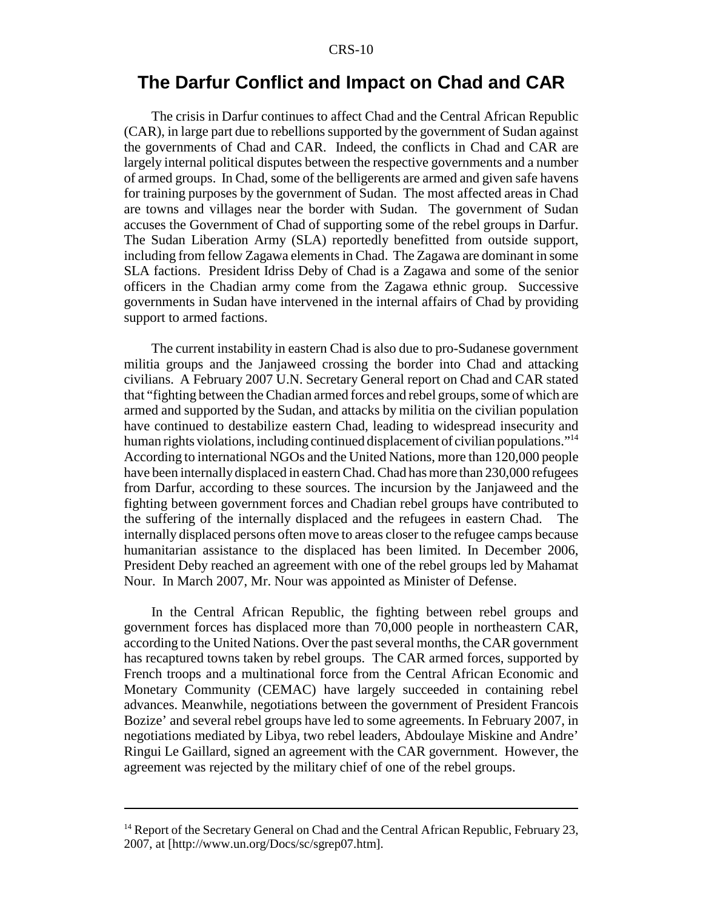## The Darfur Conflict and Impact on Chad and CAR

The crisis in Darfur continues to affect Chad and the Central African Republic (CAR), in large part due to rebellions supported by the government of Sudan against the governments of Chad and CAR. Indeed, the conflicts in Chad and CAR are largely internal political disputes between the respective governments and a number of armed groups. In Chad, some of the belligerents are armed and given safe havens for training purposes by the government of Sudan. The most affected areas in Chad are towns and villages near the border with Sudan. The government of Sudan accuses the Government of Chad of supporting some of the rebel groups in Darfur. The Sudan Liberation Army (SLA) reportedly benefitted from outside support, including from fellow Zagawa elements in Chad. The Zagawa are dominant in some SLA factions. President Idriss Deby of Chad is a Zagawa and some of the senior officers in the Chadian army come from the Zagawa ethnic group. Successive governments in Sudan have intervened in the internal affairs of Chad by providing support to armed factions.

The current instability in eastern Chad is also due to pro-Sudanese government militia groups and the Janjaweed crossing the border into Chad and attacking civilians. A February 2007 U.N. Secretary General report on Chad and CAR stated that "fighting between the Chadian armed forces and rebel groups, some of which are armed and supported by the Sudan, and attacks by militia on the civilian population have continued to destabilize eastern Chad, leading to widespread insecurity and human rights violations, including continued displacement of civilian populations."[14] According to international NGOs and the United Nations, more than 120,000 people have been internally displaced in eastern Chad. Chad has more than 230,000 refugees from Darfur, according to these sources. The incursion by the Janjaweed and the fighting between government forces and Chadian rebel groups have contributed to the suffering of the internally displaced and the refugees in eastern Chad. The internally displaced persons often move to areas closer to the refugee camps because humanitarian assistance to the displaced has been limited. In December 2006, President Deby reached an agreement with one of the rebel groups led by Mahamat Nour. In March 2007, Mr. Nour was appointed as Minister of Defense.

In the Central African Republic, the fighting between rebel groups and government forces has displaced more than 70,000 people in northeastern CAR, according to the United Nations. Over the past several months, the CAR government has recaptured towns taken by rebel groups. The CAR armed forces, supported by French troops and a multinational force from the Central African Economic and Monetary Community (CEMAC) have largely succeeded in containing rebel advances. Meanwhile, negotiations between the government of President Francois Bozize' and several rebel groups have led to some agreements. In February 2007, in negotiations mediated by Libya, two rebel leaders, Abdoulaye Miskine and Andre' Ringui Le Gaillard, signed an agreement with the CAR government. However, the agreement was rejected by the military chief of one of the rebel groups.

---

[14] Report of the Secretary General on Chad and the Central African Republic, February 23, 2007, at [http://www.un.org/Docs/sc/sgrep07.htm].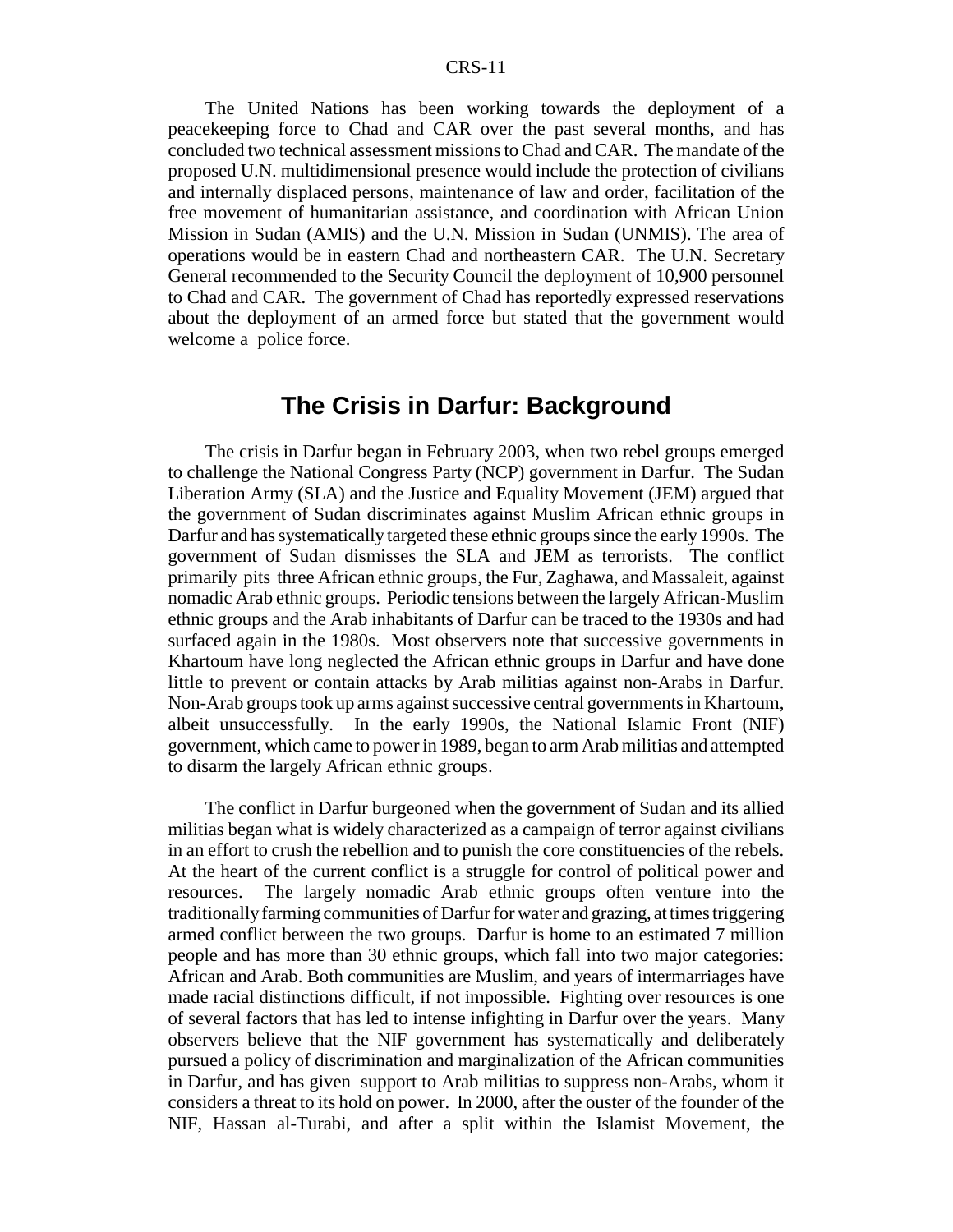The United Nations has been working towards the deployment of a peacekeeping force to Chad and CAR over the past several months, and has concluded two technical assessment missions to Chad and CAR. The mandate of the proposed U.N. multidimensional presence would include the protection of civilians and internally displaced persons, maintenance of law and order, facilitation of the free movement of humanitarian assistance, and coordination with African Union Mission in Sudan (AMIS) and the U.N. Mission in Sudan (UNMIS). The area of operations would be in eastern Chad and northeastern CAR. The U.N. Secretary General recommended to the Security Council the deployment of 10,900 personnel to Chad and CAR. The government of Chad has reportedly expressed reservations about the deployment of an armed force but stated that the government would welcome a police force.

## The Crisis in Darfur: Background

The crisis in Darfur began in February 2003, when two rebel groups emerged to challenge the National Congress Party (NCP) government in Darfur. The Sudan Liberation Army (SLA) and the Justice and Equality Movement (JEM) argued that the government of Sudan discriminates against Muslim African ethnic groups in Darfur and has systematically targeted these ethnic groups since the early 1990s. The government of Sudan dismisses the SLA and JEM as terrorists. The conflict primarily pits three African ethnic groups, the Fur, Zaghawa, and Massaleit, against nomadic Arab ethnic groups. Periodic tensions between the largely African-Muslim ethnic groups and the Arab inhabitants of Darfur can be traced to the 1930s and had surfaced again in the 1980s. Most observers note that successive governments in Khartoum have long neglected the African ethnic groups in Darfur and have done little to prevent or contain attacks by Arab militias against non-Arabs in Darfur. Non-Arab groups took up arms against successive central governments in Khartoum, albeit unsuccessfully. In the early 1990s, the National Islamic Front (NIF) government, which came to power in 1989, began to arm Arab militias and attempted to disarm the largely African ethnic groups.

The conflict in Darfur burgeoned when the government of Sudan and its allied militias began what is widely characterized as a campaign of terror against civilians in an effort to crush the rebellion and to punish the core constituencies of the rebels. At the heart of the current conflict is a struggle for control of political power and resources. The largely nomadic Arab ethnic groups often venture into the traditionally farming communities of Darfur for water and grazing, at times triggering armed conflict between the two groups. Darfur is home to an estimated 7 million people and has more than 30 ethnic groups, which fall into two major categories: African and Arab. Both communities are Muslim, and years of intermarriages have made racial distinctions difficult, if not impossible. Fighting over resources is one of several factors that has led to intense infighting in Darfur over the years. Many observers believe that the NIF government has systematically and deliberately pursued a policy of discrimination and marginalization of the African communities in Darfur, and has given support to Arab militias to suppress non-Arabs, whom it considers a threat to its hold on power. In 2000, after the ouster of the founder of the NIF, Hassan al-Turabi, and after a split within the Islamist Movement, the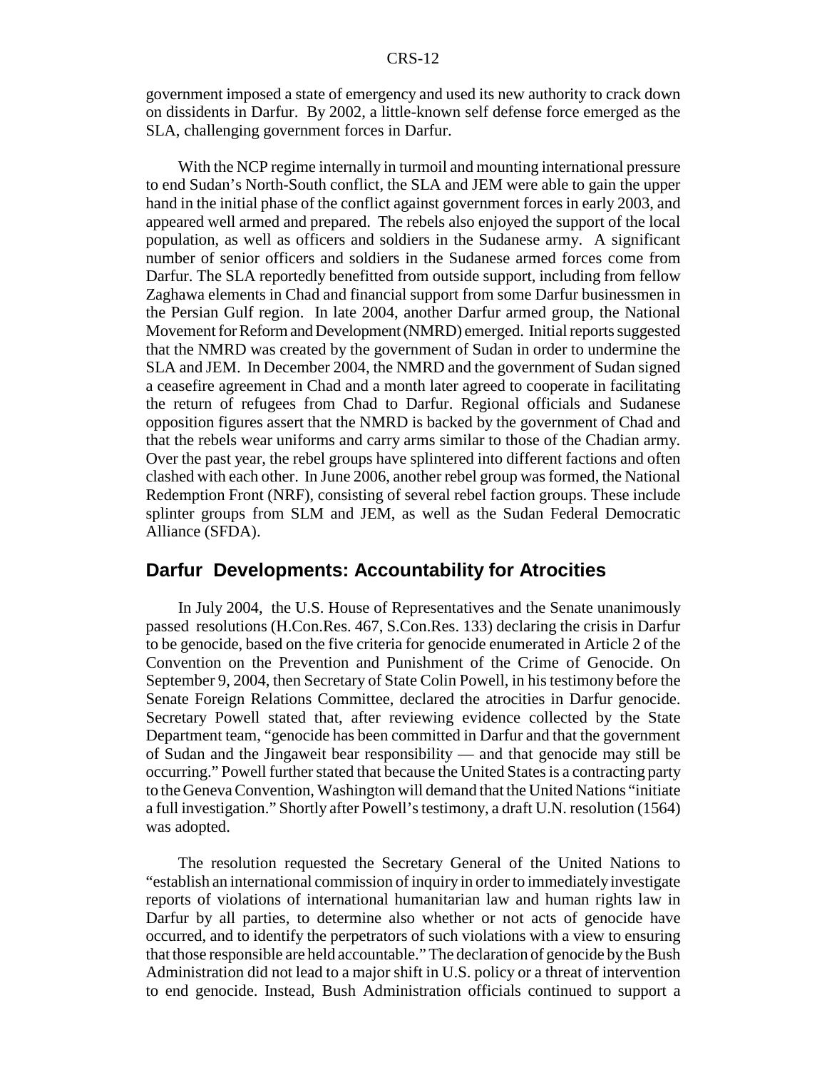government imposed a state of emergency and used its new authority to crack down on dissidents in Darfur. By 2002, a little-known self defense force emerged as the SLA, challenging government forces in Darfur.

With the NCP regime internally in turmoil and mounting international pressure to end Sudan's North-South conflict, the SLA and JEM were able to gain the upper hand in the initial phase of the conflict against government forces in early 2003, and appeared well armed and prepared. The rebels also enjoyed the support of the local population, as well as officers and soldiers in the Sudanese army. A significant number of senior officers and soldiers in the Sudanese armed forces come from Darfur. The SLA reportedly benefitted from outside support, including from fellow Zaghawa elements in Chad and financial support from some Darfur businessmen in the Persian Gulf region. In late 2004, another Darfur armed group, the National Movement for Reform and Development (NMRD) emerged. Initial reports suggested that the NMRD was created by the government of Sudan in order to undermine the SLA and JEM. In December 2004, the NMRD and the government of Sudan signed a ceasefire agreement in Chad and a month later agreed to cooperate in facilitating the return of refugees from Chad to Darfur. Regional officials and Sudanese opposition figures assert that the NMRD is backed by the government of Chad and that the rebels wear uniforms and carry arms similar to those of the Chadian army. Over the past year, the rebel groups have splintered into different factions and often clashed with each other. In June 2006, another rebel group was formed, the National Redemption Front (NRF), consisting of several rebel faction groups. These include splinter groups from SLM and JEM, as well as the Sudan Federal Democratic Alliance (SFDA).

## Darfur Developments: Accountability for Atrocities

In July 2004, the U.S. House of Representatives and the Senate unanimously passed resolutions (H.Con.Res. 467, S.Con.Res. 133) declaring the crisis in Darfur to be genocide, based on the five criteria for genocide enumerated in Article 2 of the Convention on the Prevention and Punishment of the Crime of Genocide. On September 9, 2004, then Secretary of State Colin Powell, in his testimony before the Senate Foreign Relations Committee, declared the atrocities in Darfur genocide. Secretary Powell stated that, after reviewing evidence collected by the State Department team, "genocide has been committed in Darfur and that the government of Sudan and the Jingaweit bear responsibility — and that genocide may still be occurring." Powell further stated that because the United States is a contracting party to the Geneva Convention, Washington will demand that the United Nations "initiate a full investigation." Shortly after Powell's testimony, a draft U.N. resolution (1564) was adopted.

The resolution requested the Secretary General of the United Nations to "establish an international commission of inquiry in order to immediately investigate reports of violations of international humanitarian law and human rights law in Darfur by all parties, to determine also whether or not acts of genocide have occurred, and to identify the perpetrators of such violations with a view to ensuring that those responsible are held accountable." The declaration of genocide by the Bush Administration did not lead to a major shift in U.S. policy or a threat of intervention to end genocide. Instead, Bush Administration officials continued to support a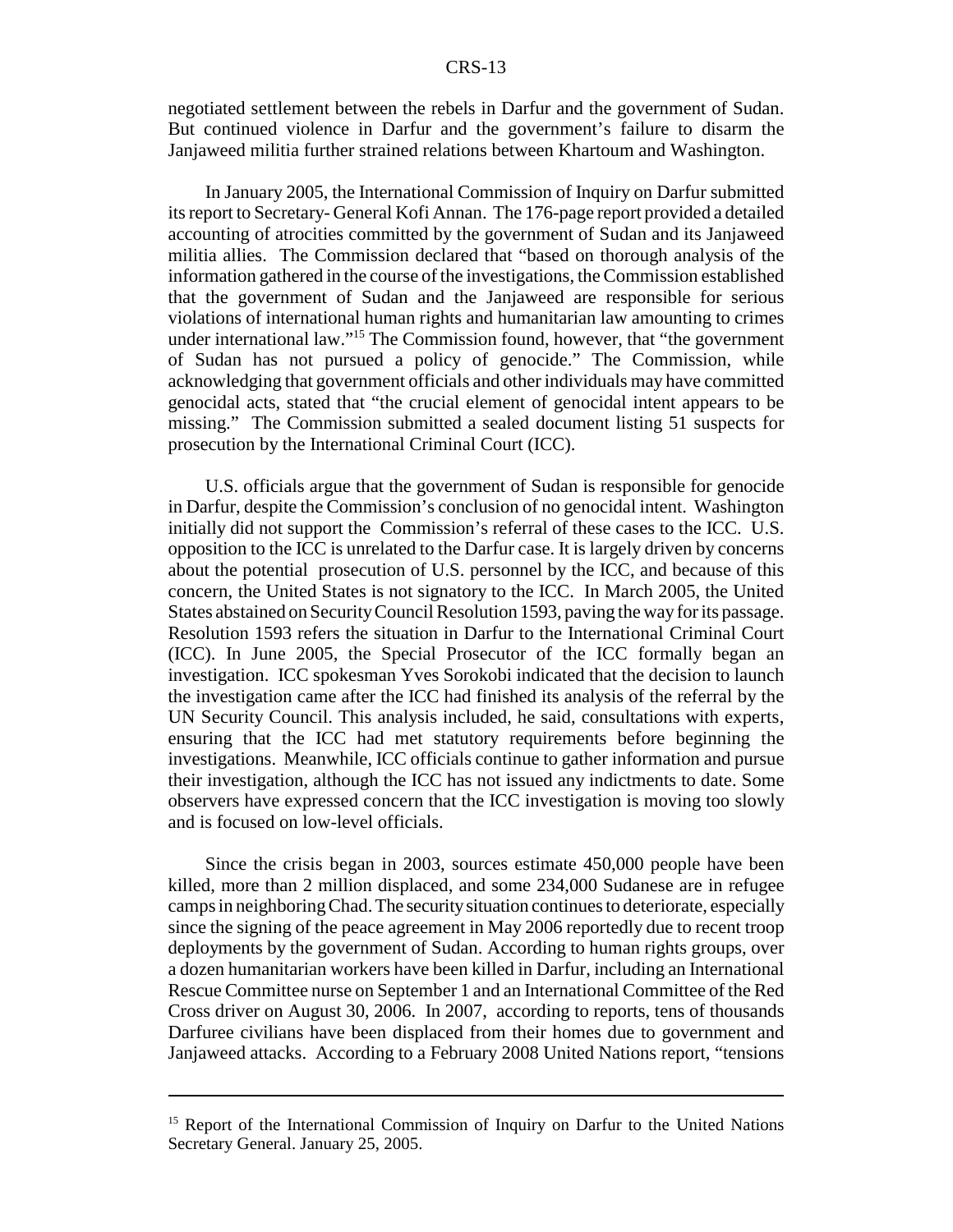negotiated settlement between the rebels in Darfur and the government of Sudan. But continued violence in Darfur and the government's failure to disarm the Janjaweed militia further strained relations between Khartoum and Washington.

In January 2005, the International Commission of Inquiry on Darfur submitted its report to Secretary- General Kofi Annan. The 176-page report provided a detailed accounting of atrocities committed by the government of Sudan and its Janjaweed militia allies. The Commission declared that "based on thorough analysis of the information gathered in the course of the investigations, the Commission established that the government of Sudan and the Janjaweed are responsible for serious violations of international human rights and humanitarian law amounting to crimes under international law."[15] The Commission found, however, that "the government of Sudan has not pursued a policy of genocide." The Commission, while acknowledging that government officials and other individuals may have committed genocidal acts, stated that "the crucial element of genocidal intent appears to be missing." The Commission submitted a sealed document listing 51 suspects for prosecution by the International Criminal Court (ICC).

U.S. officials argue that the government of Sudan is responsible for genocide in Darfur, despite the Commission's conclusion of no genocidal intent. Washington initially did not support the Commission's referral of these cases to the ICC. U.S. opposition to the ICC is unrelated to the Darfur case. It is largely driven by concerns about the potential prosecution of U.S. personnel by the ICC, and because of this concern, the United States is not signatory to the ICC. In March 2005, the United States abstained on Security Council Resolution 1593, paving the way for its passage. Resolution 1593 refers the situation in Darfur to the International Criminal Court (ICC). In June 2005, the Special Prosecutor of the ICC formally began an investigation. ICC spokesman Yves Sorokobi indicated that the decision to launch the investigation came after the ICC had finished its analysis of the referral by the UN Security Council. This analysis included, he said, consultations with experts, ensuring that the ICC had met statutory requirements before beginning the investigations. Meanwhile, ICC officials continue to gather information and pursue their investigation, although the ICC has not issued any indictments to date. Some observers have expressed concern that the ICC investigation is moving too slowly and is focused on low-level officials.

Since the crisis began in 2003, sources estimate 450,000 people have been killed, more than 2 million displaced, and some 234,000 Sudanese are in refugee camps in neighboring Chad. The security situation continues to deteriorate, especially since the signing of the peace agreement in May 2006 reportedly due to recent troop deployments by the government of Sudan. According to human rights groups, over a dozen humanitarian workers have been killed in Darfur, including an International Rescue Committee nurse on September 1 and an International Committee of the Red Cross driver on August 30, 2006. In 2007, according to reports, tens of thousands Darfuree civilians have been displaced from their homes due to government and Janjaweed attacks. According to a February 2008 United Nations report, "tensions

---

[15] Report of the International Commission of Inquiry on Darfur to the United Nations Secretary General. January 25, 2005.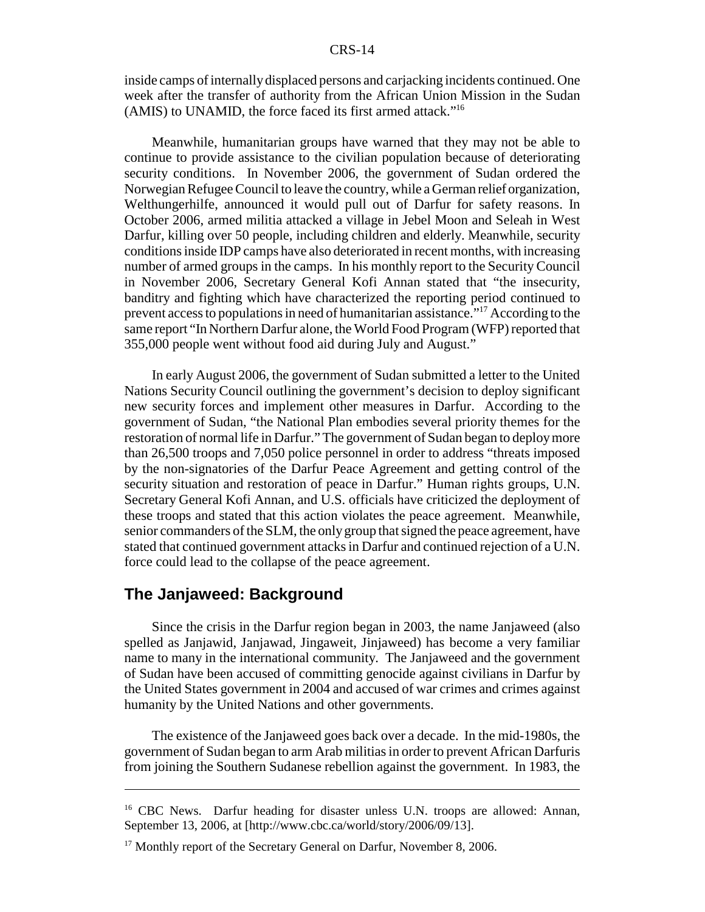inside camps of internally displaced persons and carjacking incidents continued. One week after the transfer of authority from the African Union Mission in the Sudan (AMIS) to UNAMID, the force faced its first armed attack."[16]

Meanwhile, humanitarian groups have warned that they may not be able to continue to provide assistance to the civilian population because of deteriorating security conditions. In November 2006, the government of Sudan ordered the Norwegian Refugee Council to leave the country, while a German relief organization, Welthungerhilfe, announced it would pull out of Darfur for safety reasons. In October 2006, armed militia attacked a village in Jebel Moon and Seleah in West Darfur, killing over 50 people, including children and elderly. Meanwhile, security conditions inside IDP camps have also deteriorated in recent months, with increasing number of armed groups in the camps. In his monthly report to the Security Council in November 2006, Secretary General Kofi Annan stated that "the insecurity, banditry and fighting which have characterized the reporting period continued to prevent access to populations in need of humanitarian assistance."[17] According to the same report "In Northern Darfur alone, the World Food Program (WFP) reported that 355,000 people went without food aid during July and August."

In early August 2006, the government of Sudan submitted a letter to the United Nations Security Council outlining the government's decision to deploy significant new security forces and implement other measures in Darfur. According to the government of Sudan, "the National Plan embodies several priority themes for the restoration of normal life in Darfur." The government of Sudan began to deploy more than 26,500 troops and 7,050 police personnel in order to address "threats imposed by the non-signatories of the Darfur Peace Agreement and getting control of the security situation and restoration of peace in Darfur." Human rights groups, U.N. Secretary General Kofi Annan, and U.S. officials have criticized the deployment of these troops and stated that this action violates the peace agreement. Meanwhile, senior commanders of the SLM, the only group that signed the peace agreement, have stated that continued government attacks in Darfur and continued rejection of a U.N. force could lead to the collapse of the peace agreement.

## The Janjaweed: Background

Since the crisis in the Darfur region began in 2003, the name Janjaweed (also spelled as Janjawid, Janjawad, Jingaweit, Jinjaweed) has become a very familiar name to many in the international community. The Janjaweed and the government of Sudan have been accused of committing genocide against civilians in Darfur by the United States government in 2004 and accused of war crimes and crimes against humanity by the United Nations and other governments.

The existence of the Janjaweed goes back over a decade. In the mid-1980s, the government of Sudan began to arm Arab militias in order to prevent African Darfuris from joining the Southern Sudanese rebellion against the government. In 1983, the

---

[16] CBC News. Darfur heading for disaster unless U.N. troops are allowed: Annan, September 13, 2006, at [http://www.cbc.ca/world/story/2006/09/13].

[17] Monthly report of the Secretary General on Darfur, November 8, 2006.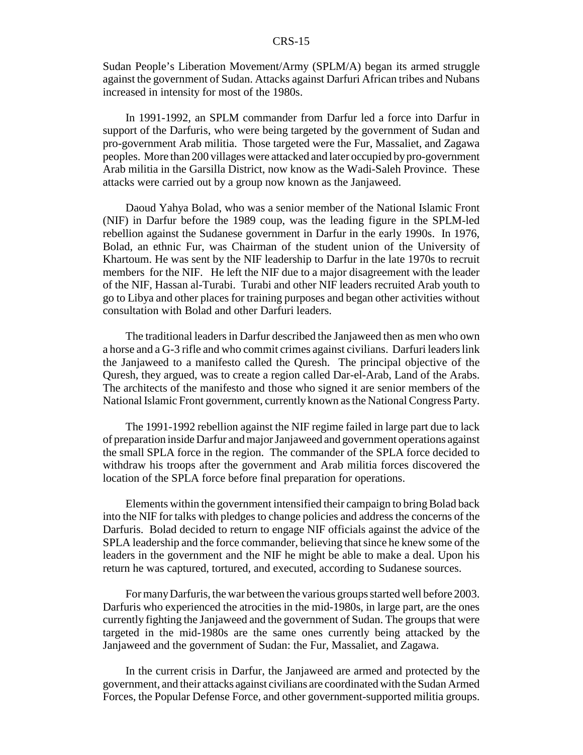Sudan People's Liberation Movement/Army (SPLM/A) began its armed struggle against the government of Sudan. Attacks against Darfuri African tribes and Nubans increased in intensity for most of the 1980s.

In 1991-1992, an SPLM commander from Darfur led a force into Darfur in support of the Darfuris, who were being targeted by the government of Sudan and pro-government Arab militia. Those targeted were the Fur, Massaliet, and Zagawa peoples. More than 200 villages were attacked and later occupied by pro-government Arab militia in the Garsilla District, now know as the Wadi-Saleh Province. These attacks were carried out by a group now known as the Janjaweed.

Daoud Yahya Bolad, who was a senior member of the National Islamic Front (NIF) in Darfur before the 1989 coup, was the leading figure in the SPLM-led rebellion against the Sudanese government in Darfur in the early 1990s. In 1976, Bolad, an ethnic Fur, was Chairman of the student union of the University of Khartoum. He was sent by the NIF leadership to Darfur in the late 1970s to recruit members for the NIF. He left the NIF due to a major disagreement with the leader of the NIF, Hassan al-Turabi. Turabi and other NIF leaders recruited Arab youth to go to Libya and other places for training purposes and began other activities without consultation with Bolad and other Darfuri leaders.

The traditional leaders in Darfur described the Janjaweed then as men who own a horse and a G-3 rifle and who commit crimes against civilians. Darfuri leaders link the Janjaweed to a manifesto called the Quresh. The principal objective of the Quresh, they argued, was to create a region called Dar-el-Arab, Land of the Arabs. The architects of the manifesto and those who signed it are senior members of the National Islamic Front government, currently known as the National Congress Party.

The 1991-1992 rebellion against the NIF regime failed in large part due to lack of preparation inside Darfur and major Janjaweed and government operations against the small SPLA force in the region. The commander of the SPLA force decided to withdraw his troops after the government and Arab militia forces discovered the location of the SPLA force before final preparation for operations.

Elements within the government intensified their campaign to bring Bolad back into the NIF for talks with pledges to change policies and address the concerns of the Darfuris. Bolad decided to return to engage NIF officials against the advice of the SPLA leadership and the force commander, believing that since he knew some of the leaders in the government and the NIF he might be able to make a deal. Upon his return he was captured, tortured, and executed, according to Sudanese sources.

For many Darfuris, the war between the various groups started well before 2003. Darfuris who experienced the atrocities in the mid-1980s, in large part, are the ones currently fighting the Janjaweed and the government of Sudan. The groups that were targeted in the mid-1980s are the same ones currently being attacked by the Janjaweed and the government of Sudan: the Fur, Massaliet, and Zagawa.

In the current crisis in Darfur, the Janjaweed are armed and protected by the government, and their attacks against civilians are coordinated with the Sudan Armed Forces, the Popular Defense Force, and other government-supported militia groups.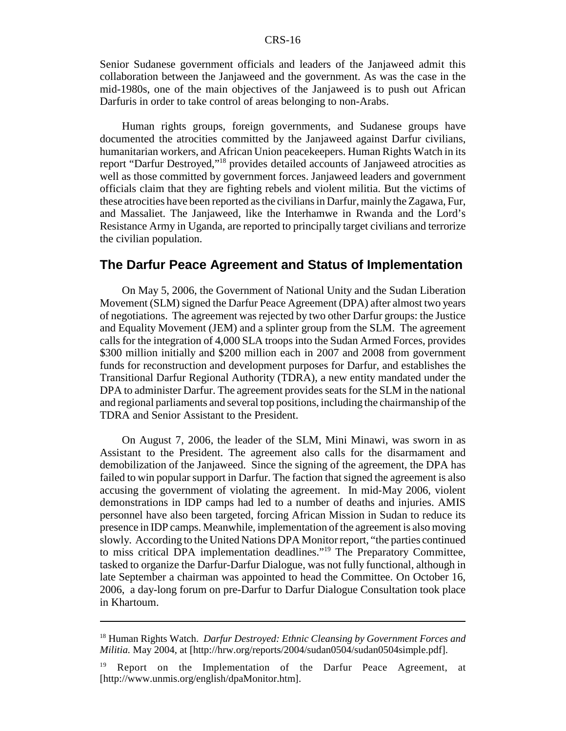Senior Sudanese government officials and leaders of the Janjaweed admit this collaboration between the Janjaweed and the government. As was the case in the mid-1980s, one of the main objectives of the Janjaweed is to push out African Darfuris in order to take control of areas belonging to non-Arabs.

Human rights groups, foreign governments, and Sudanese groups have documented the atrocities committed by the Janjaweed against Darfur civilians, humanitarian workers, and African Union peacekeepers. Human Rights Watch in its report "Darfur Destroyed,"[18] provides detailed accounts of Janjaweed atrocities as well as those committed by government forces. Janjaweed leaders and government officials claim that they are fighting rebels and violent militia. But the victims of these atrocities have been reported as the civilians in Darfur, mainly the Zagawa, Fur, and Massaliet. The Janjaweed, like the Interhamwe in Rwanda and the Lord's Resistance Army in Uganda, are reported to principally target civilians and terrorize the civilian population.

## The Darfur Peace Agreement and Status of Implementation

On May 5, 2006, the Government of National Unity and the Sudan Liberation Movement (SLM) signed the Darfur Peace Agreement (DPA) after almost two years of negotiations. The agreement was rejected by two other Darfur groups: the Justice and Equality Movement (JEM) and a splinter group from the SLM. The agreement calls for the integration of 4,000 SLA troops into the Sudan Armed Forces, provides \$300 million initially and \$200 million each in 2007 and 2008 from government funds for reconstruction and development purposes for Darfur, and establishes the Transitional Darfur Regional Authority (TDRA), a new entity mandated under the DPA to administer Darfur. The agreement provides seats for the SLM in the national and regional parliaments and several top positions, including the chairmanship of the TDRA and Senior Assistant to the President.

On August 7, 2006, the leader of the SLM, Mini Minawi, was sworn in as Assistant to the President. The agreement also calls for the disarmament and demobilization of the Janjaweed. Since the signing of the agreement, the DPA has failed to win popular support in Darfur. The faction that signed the agreement is also accusing the government of violating the agreement. In mid-May 2006, violent demonstrations in IDP camps had led to a number of deaths and injuries. AMIS personnel have also been targeted, forcing African Mission in Sudan to reduce its presence in IDP camps. Meanwhile, implementation of the agreement is also moving slowly. According to the United Nations DPA Monitor report, "the parties continued to miss critical DPA implementation deadlines."[19] The Preparatory Committee, tasked to organize the Darfur-Darfur Dialogue, was not fully functional, although in late September a chairman was appointed to head the Committee. On October 16, 2006, a day-long forum on pre-Darfur to Darfur Dialogue Consultation took place in Khartoum.

---

[18] Human Rights Watch. *Darfur Destroyed: Ethnic Cleansing by Government Forces and Militia.* May 2004, at [http://hrw.org/reports/2004/sudan0504/sudan0504simple.pdf].

[19] Report on the Implementation of the Darfur Peace Agreement, at [http://www.unmis.org/english/dpaMonitor.htm].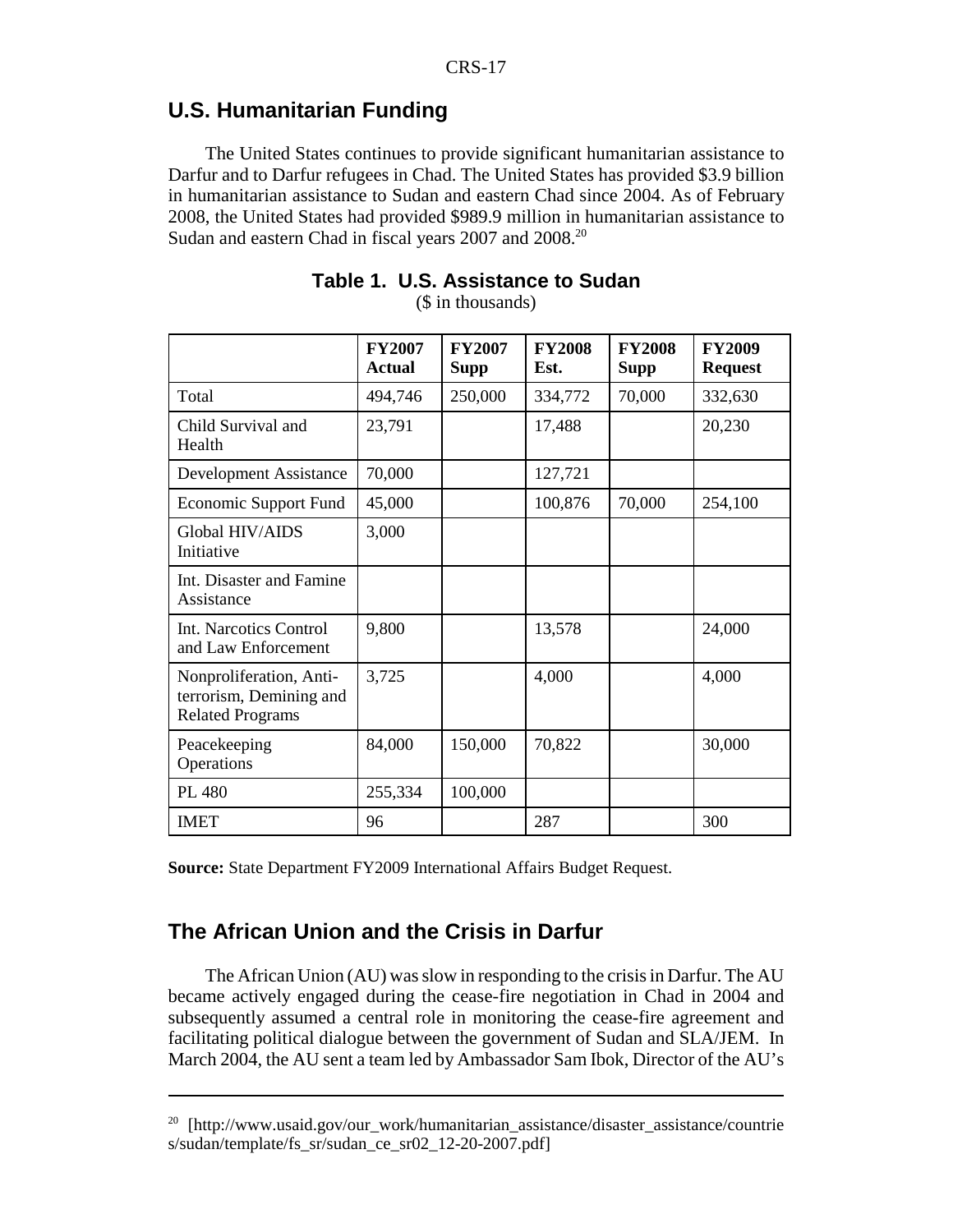## U.S. Humanitarian Funding

The United States continues to provide significant humanitarian assistance to Darfur and to Darfur refugees in Chad. The United States has provided $3.9 billion in humanitarian assistance to Sudan and eastern Chad since 2004. As of February 2008, the United States had provided $989.9 million in humanitarian assistance to Sudan and eastern Chad in fiscal years 2007 and 2008.[20]

**Table 1. U.S. Assistance to Sudan**

($ in thousands)

| | FY2007 Actual | FY2007 Supp | FY2008 Est. | FY2008 Supp | FY2009 Request |
|---|---|---|---|---|---|
| Total | 494,746 | 250,000 | 334,772 | 70,000 | 332,630 |
| Child Survival and Health | 23,791 | | 17,488 | | 20,230 |
| Development Assistance | 70,000 | | 127,721 | | |
| Economic Support Fund | 45,000 | | 100,876 | 70,000 | 254,100 |
| Global HIV/AIDS Initiative | 3,000 | | | | |
| Int. Disaster and Famine Assistance | | | | | |
| Int. Narcotics Control and Law Enforcement | 9,800 | | 13,578 | | 24,000 |
| Nonproliferation, Anti-terrorism, Demining and Related Programs | 3,725 | | 4,000 | | 4,000 |
| Peacekeeping Operations | 84,000 | 150,000 | 70,822 | | 30,000 |
| PL 480 | 255,334 | 100,000 | | | |
| IMET | 96 | | 287 | | 300 |

**Source:** State Department FY2009 International Affairs Budget Request.

## The African Union and the Crisis in Darfur

The African Union (AU) was slow in responding to the crisis in Darfur. The AU became actively engaged during the cease-fire negotiation in Chad in 2004 and subsequently assumed a central role in monitoring the cease-fire agreement and facilitating political dialogue between the government of Sudan and SLA/JEM. In March 2004, the AU sent a team led by Ambassador Sam Ibok, Director of the AU's

[20] [http://www.usaid.gov/our_work/humanitarian_assistance/disaster_assistance/countries/sudan/template/fs_sr/sudan_ce_sr02_12-20-2007.pdf]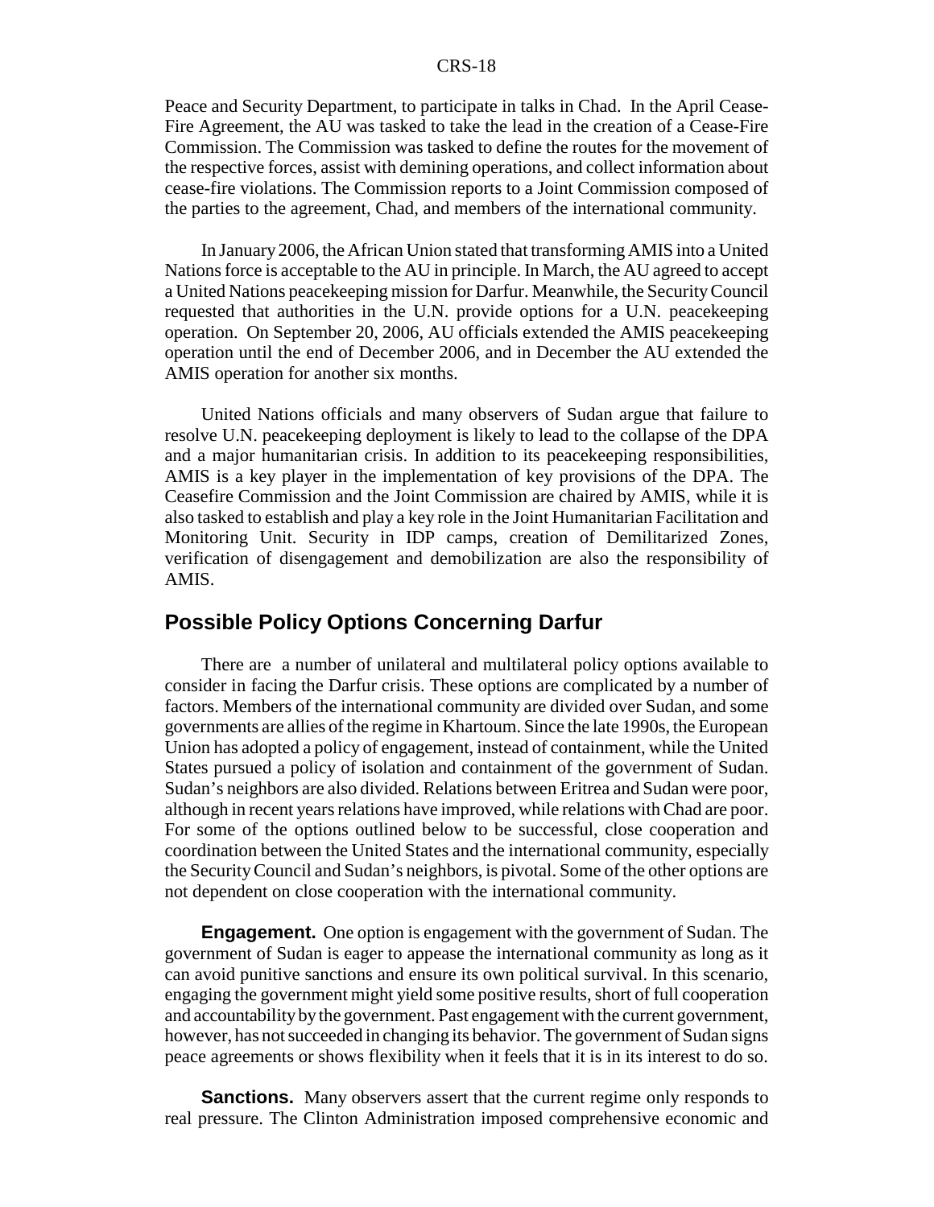Peace and Security Department, to participate in talks in Chad. In the April Cease-Fire Agreement, the AU was tasked to take the lead in the creation of a Cease-Fire Commission. The Commission was tasked to define the routes for the movement of the respective forces, assist with demining operations, and collect information about cease-fire violations. The Commission reports to a Joint Commission composed of the parties to the agreement, Chad, and members of the international community.

In January 2006, the African Union stated that transforming AMIS into a United Nations force is acceptable to the AU in principle. In March, the AU agreed to accept a United Nations peacekeeping mission for Darfur. Meanwhile, the Security Council requested that authorities in the U.N. provide options for a U.N. peacekeeping operation. On September 20, 2006, AU officials extended the AMIS peacekeeping operation until the end of December 2006, and in December the AU extended the AMIS operation for another six months.

United Nations officials and many observers of Sudan argue that failure to resolve U.N. peacekeeping deployment is likely to lead to the collapse of the DPA and a major humanitarian crisis. In addition to its peacekeeping responsibilities, AMIS is a key player in the implementation of key provisions of the DPA. The Ceasefire Commission and the Joint Commission are chaired by AMIS, while it is also tasked to establish and play a key role in the Joint Humanitarian Facilitation and Monitoring Unit. Security in IDP camps, creation of Demilitarized Zones, verification of disengagement and demobilization are also the responsibility of AMIS.

## Possible Policy Options Concerning Darfur

There are a number of unilateral and multilateral policy options available to consider in facing the Darfur crisis. These options are complicated by a number of factors. Members of the international community are divided over Sudan, and some governments are allies of the regime in Khartoum. Since the late 1990s, the European Union has adopted a policy of engagement, instead of containment, while the United States pursued a policy of isolation and containment of the government of Sudan. Sudan's neighbors are also divided. Relations between Eritrea and Sudan were poor, although in recent years relations have improved, while relations with Chad are poor. For some of the options outlined below to be successful, close cooperation and coordination between the United States and the international community, especially the Security Council and Sudan's neighbors, is pivotal. Some of the other options are not dependent on close cooperation with the international community.

**Engagement.** One option is engagement with the government of Sudan. The government of Sudan is eager to appease the international community as long as it can avoid punitive sanctions and ensure its own political survival. In this scenario, engaging the government might yield some positive results, short of full cooperation and accountability by the government. Past engagement with the current government, however, has not succeeded in changing its behavior. The government of Sudan signs peace agreements or shows flexibility when it feels that it is in its interest to do so.

**Sanctions.** Many observers assert that the current regime only responds to real pressure. The Clinton Administration imposed comprehensive economic and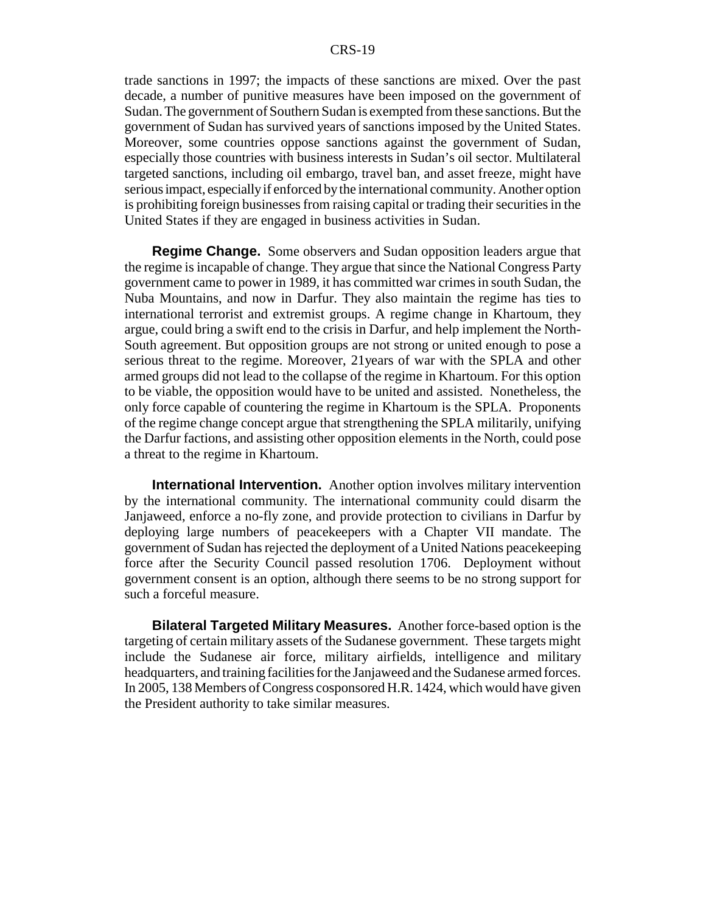trade sanctions in 1997; the impacts of these sanctions are mixed. Over the past decade, a number of punitive measures have been imposed on the government of Sudan. The government of Southern Sudan is exempted from these sanctions. But the government of Sudan has survived years of sanctions imposed by the United States. Moreover, some countries oppose sanctions against the government of Sudan, especially those countries with business interests in Sudan's oil sector. Multilateral targeted sanctions, including oil embargo, travel ban, and asset freeze, might have serious impact, especially if enforced by the international community. Another option is prohibiting foreign businesses from raising capital or trading their securities in the United States if they are engaged in business activities in Sudan.

**Regime Change.** Some observers and Sudan opposition leaders argue that the regime is incapable of change. They argue that since the National Congress Party government came to power in 1989, it has committed war crimes in south Sudan, the Nuba Mountains, and now in Darfur. They also maintain the regime has ties to international terrorist and extremist groups. A regime change in Khartoum, they argue, could bring a swift end to the crisis in Darfur, and help implement the North-South agreement. But opposition groups are not strong or united enough to pose a serious threat to the regime. Moreover, 21years of war with the SPLA and other armed groups did not lead to the collapse of the regime in Khartoum. For this option to be viable, the opposition would have to be united and assisted. Nonetheless, the only force capable of countering the regime in Khartoum is the SPLA. Proponents of the regime change concept argue that strengthening the SPLA militarily, unifying the Darfur factions, and assisting other opposition elements in the North, could pose a threat to the regime in Khartoum.

**International Intervention.** Another option involves military intervention by the international community. The international community could disarm the Janjaweed, enforce a no-fly zone, and provide protection to civilians in Darfur by deploying large numbers of peacekeepers with a Chapter VII mandate. The government of Sudan has rejected the deployment of a United Nations peacekeeping force after the Security Council passed resolution 1706. Deployment without government consent is an option, although there seems to be no strong support for such a forceful measure.

**Bilateral Targeted Military Measures.** Another force-based option is the targeting of certain military assets of the Sudanese government. These targets might include the Sudanese air force, military airfields, intelligence and military headquarters, and training facilities for the Janjaweed and the Sudanese armed forces. In 2005, 138 Members of Congress cosponsored H.R. 1424, which would have given the President authority to take similar measures.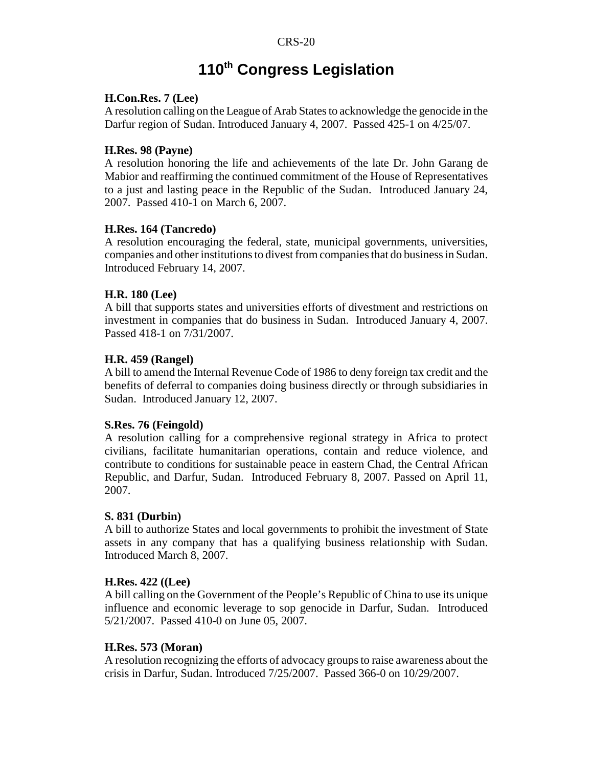# 110th Congress Legislation

**H.Con.Res. 7 (Lee)**
A resolution calling on the League of Arab States to acknowledge the genocide in the Darfur region of Sudan. Introduced January 4, 2007. Passed 425-1 on 4/25/07.

**H.Res. 98 (Payne)**
A resolution honoring the life and achievements of the late Dr. John Garang de Mabior and reaffirming the continued commitment of the House of Representatives to a just and lasting peace in the Republic of the Sudan. Introduced January 24, 2007. Passed 410-1 on March 6, 2007.

**H.Res. 164 (Tancredo)**
A resolution encouraging the federal, state, municipal governments, universities, companies and other institutions to divest from companies that do business in Sudan. Introduced February 14, 2007.

**H.R. 180 (Lee)**
A bill that supports states and universities efforts of divestment and restrictions on investment in companies that do business in Sudan. Introduced January 4, 2007. Passed 418-1 on 7/31/2007.

**H.R. 459 (Rangel)**
A bill to amend the Internal Revenue Code of 1986 to deny foreign tax credit and the benefits of deferral to companies doing business directly or through subsidiaries in Sudan. Introduced January 12, 2007.

**S.Res. 76 (Feingold)**
A resolution calling for a comprehensive regional strategy in Africa to protect civilians, facilitate humanitarian operations, contain and reduce violence, and contribute to conditions for sustainable peace in eastern Chad, the Central African Republic, and Darfur, Sudan. Introduced February 8, 2007. Passed on April 11, 2007.

**S. 831 (Durbin)**
A bill to authorize States and local governments to prohibit the investment of State assets in any company that has a qualifying business relationship with Sudan. Introduced March 8, 2007.

**H.Res. 422 ((Lee)**
A bill calling on the Government of the People's Republic of China to use its unique influence and economic leverage to sop genocide in Darfur, Sudan. Introduced 5/21/2007. Passed 410-0 on June 05, 2007.

**H.Res. 573 (Moran)**
A resolution recognizing the efforts of advocacy groups to raise awareness about the crisis in Darfur, Sudan. Introduced 7/25/2007. Passed 366-0 on 10/29/2007.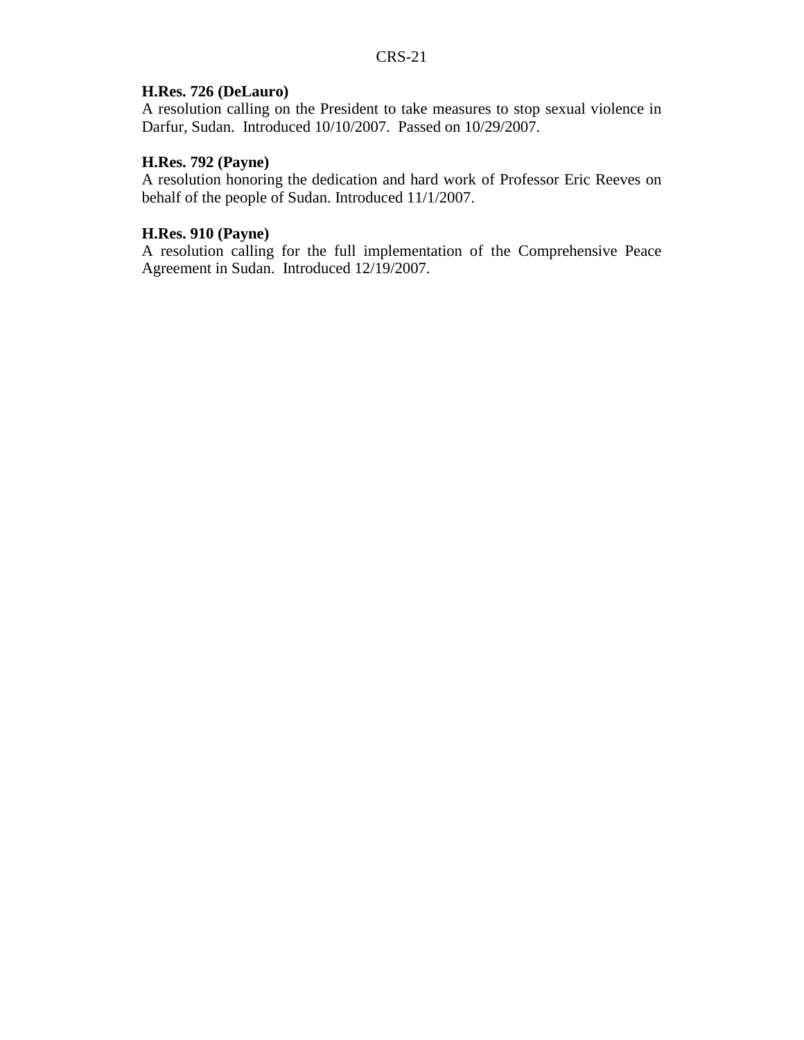**H.Res. 726 (DeLauro)**
A resolution calling on the President to take measures to stop sexual violence in Darfur, Sudan. Introduced 10/10/2007. Passed on 10/29/2007.

**H.Res. 792 (Payne)**
A resolution honoring the dedication and hard work of Professor Eric Reeves on behalf of the people of Sudan. Introduced 11/1/2007.

**H.Res. 910 (Payne)**
A resolution calling for the full implementation of the Comprehensive Peace Agreement in Sudan. Introduced 12/19/2007.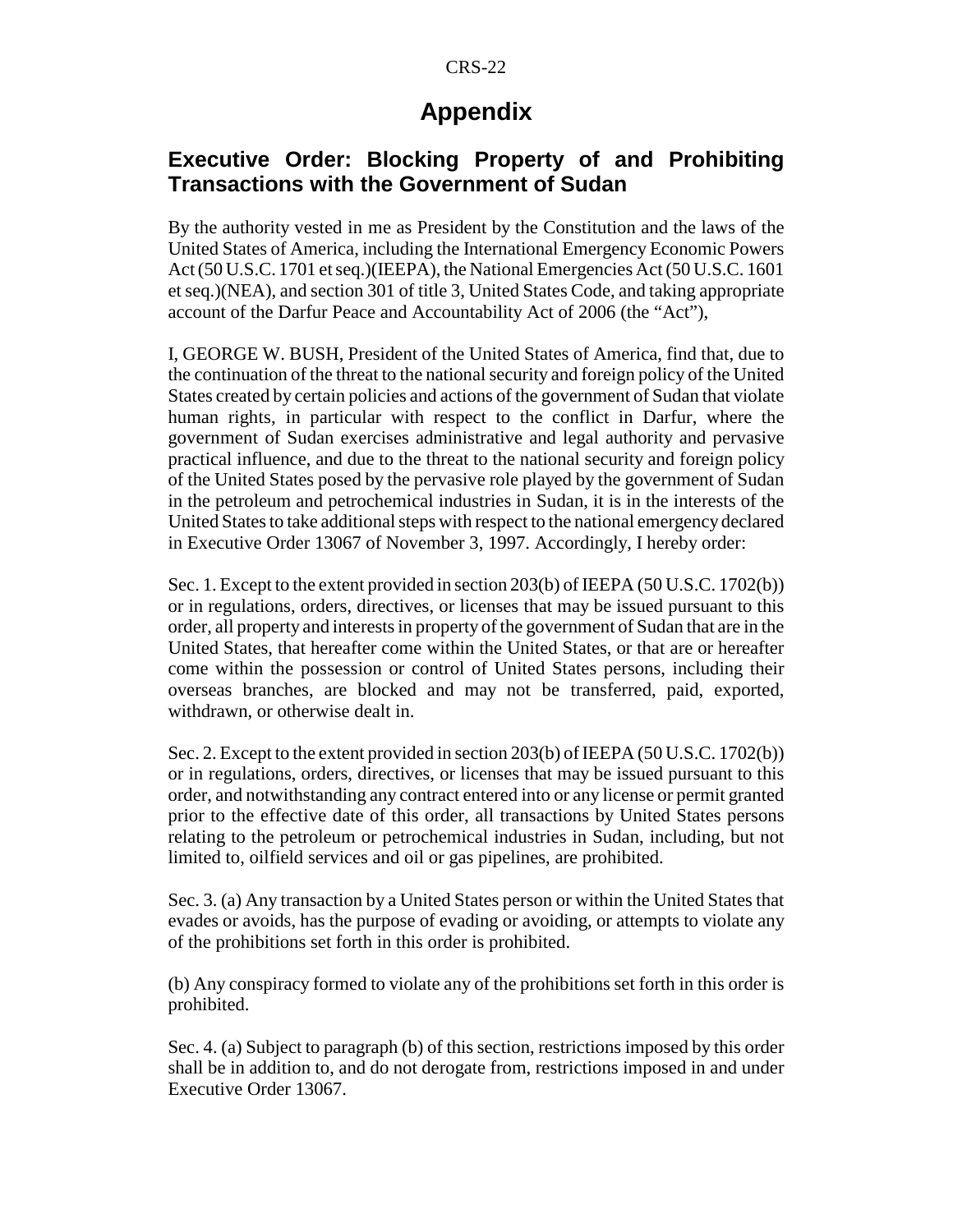# Appendix

## Executive Order: Blocking Property of and Prohibiting Transactions with the Government of Sudan

By the authority vested in me as President by the Constitution and the laws of the United States of America, including the International Emergency Economic Powers Act (50 U.S.C. 1701 et seq.)(IEEPA), the National Emergencies Act (50 U.S.C. 1601 et seq.)(NEA), and section 301 of title 3, United States Code, and taking appropriate account of the Darfur Peace and Accountability Act of 2006 (the "Act"),

I, GEORGE W. BUSH, President of the United States of America, find that, due to the continuation of the threat to the national security and foreign policy of the United States created by certain policies and actions of the government of Sudan that violate human rights, in particular with respect to the conflict in Darfur, where the government of Sudan exercises administrative and legal authority and pervasive practical influence, and due to the threat to the national security and foreign policy of the United States posed by the pervasive role played by the government of Sudan in the petroleum and petrochemical industries in Sudan, it is in the interests of the United States to take additional steps with respect to the national emergency declared in Executive Order 13067 of November 3, 1997. Accordingly, I hereby order:

Sec. 1. Except to the extent provided in section 203(b) of IEEPA (50 U.S.C. 1702(b)) or in regulations, orders, directives, or licenses that may be issued pursuant to this order, all property and interests in property of the government of Sudan that are in the United States, that hereafter come within the United States, or that are or hereafter come within the possession or control of United States persons, including their overseas branches, are blocked and may not be transferred, paid, exported, withdrawn, or otherwise dealt in.

Sec. 2. Except to the extent provided in section 203(b) of IEEPA (50 U.S.C. 1702(b)) or in regulations, orders, directives, or licenses that may be issued pursuant to this order, and notwithstanding any contract entered into or any license or permit granted prior to the effective date of this order, all transactions by United States persons relating to the petroleum or petrochemical industries in Sudan, including, but not limited to, oilfield services and oil or gas pipelines, are prohibited.

Sec. 3. (a) Any transaction by a United States person or within the United States that evades or avoids, has the purpose of evading or avoiding, or attempts to violate any of the prohibitions set forth in this order is prohibited.

(b) Any conspiracy formed to violate any of the prohibitions set forth in this order is prohibited.

Sec. 4. (a) Subject to paragraph (b) of this section, restrictions imposed by this order shall be in addition to, and do not derogate from, restrictions imposed in and under Executive Order 13067.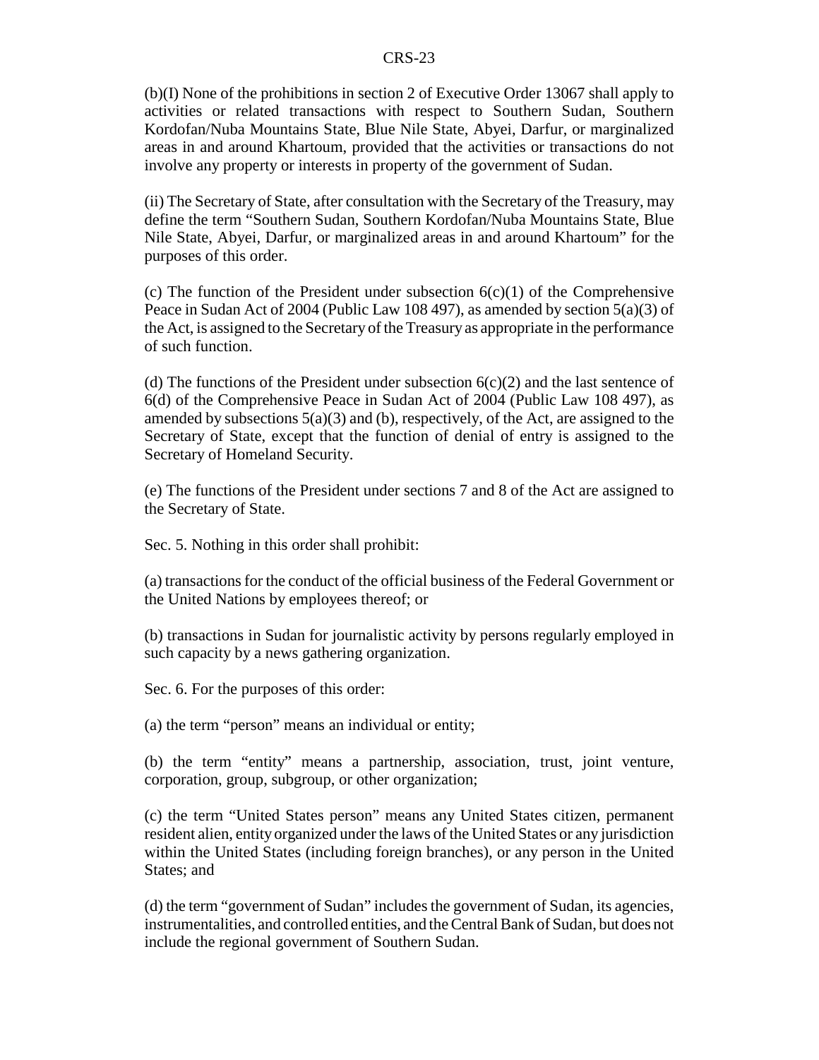(b)(I) None of the prohibitions in section 2 of Executive Order 13067 shall apply to activities or related transactions with respect to Southern Sudan, Southern Kordofan/Nuba Mountains State, Blue Nile State, Abyei, Darfur, or marginalized areas in and around Khartoum, provided that the activities or transactions do not involve any property or interests in property of the government of Sudan.

(ii) The Secretary of State, after consultation with the Secretary of the Treasury, may define the term "Southern Sudan, Southern Kordofan/Nuba Mountains State, Blue Nile State, Abyei, Darfur, or marginalized areas in and around Khartoum" for the purposes of this order.

(c) The function of the President under subsection 6(c)(1) of the Comprehensive Peace in Sudan Act of 2004 (Public Law 108 497), as amended by section 5(a)(3) of the Act, is assigned to the Secretary of the Treasury as appropriate in the performance of such function.

(d) The functions of the President under subsection 6(c)(2) and the last sentence of 6(d) of the Comprehensive Peace in Sudan Act of 2004 (Public Law 108 497), as amended by subsections 5(a)(3) and (b), respectively, of the Act, are assigned to the Secretary of State, except that the function of denial of entry is assigned to the Secretary of Homeland Security.

(e) The functions of the President under sections 7 and 8 of the Act are assigned to the Secretary of State.

Sec. 5. Nothing in this order shall prohibit:

(a) transactions for the conduct of the official business of the Federal Government or the United Nations by employees thereof; or

(b) transactions in Sudan for journalistic activity by persons regularly employed in such capacity by a news gathering organization.

Sec. 6. For the purposes of this order:

(a) the term "person" means an individual or entity;

(b) the term "entity" means a partnership, association, trust, joint venture, corporation, group, subgroup, or other organization;

(c) the term "United States person" means any United States citizen, permanent resident alien, entity organized under the laws of the United States or any jurisdiction within the United States (including foreign branches), or any person in the United States; and

(d) the term "government of Sudan" includes the government of Sudan, its agencies, instrumentalities, and controlled entities, and the Central Bank of Sudan, but does not include the regional government of Southern Sudan.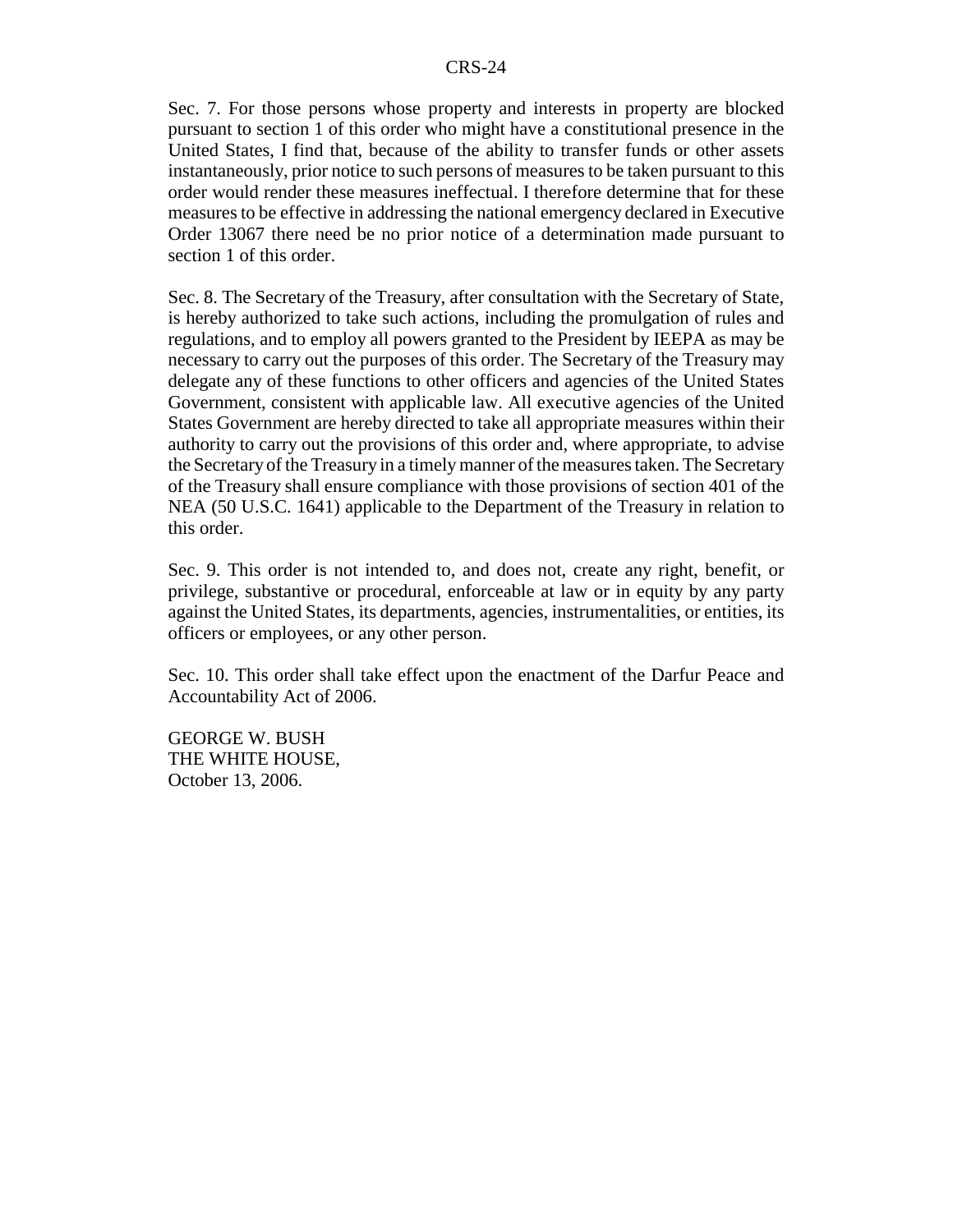Sec. 7. For those persons whose property and interests in property are blocked pursuant to section 1 of this order who might have a constitutional presence in the United States, I find that, because of the ability to transfer funds or other assets instantaneously, prior notice to such persons of measures to be taken pursuant to this order would render these measures ineffectual. I therefore determine that for these measures to be effective in addressing the national emergency declared in Executive Order 13067 there need be no prior notice of a determination made pursuant to section 1 of this order.

Sec. 8. The Secretary of the Treasury, after consultation with the Secretary of State, is hereby authorized to take such actions, including the promulgation of rules and regulations, and to employ all powers granted to the President by IEEPA as may be necessary to carry out the purposes of this order. The Secretary of the Treasury may delegate any of these functions to other officers and agencies of the United States Government, consistent with applicable law. All executive agencies of the United States Government are hereby directed to take all appropriate measures within their authority to carry out the provisions of this order and, where appropriate, to advise the Secretary of the Treasury in a timely manner of the measures taken. The Secretary of the Treasury shall ensure compliance with those provisions of section 401 of the NEA (50 U.S.C. 1641) applicable to the Department of the Treasury in relation to this order.

Sec. 9. This order is not intended to, and does not, create any right, benefit, or privilege, substantive or procedural, enforceable at law or in equity by any party against the United States, its departments, agencies, instrumentalities, or entities, its officers or employees, or any other person.

Sec. 10. This order shall take effect upon the enactment of the Darfur Peace and Accountability Act of 2006.

GEORGE W. BUSH
THE WHITE HOUSE,
October 13, 2006.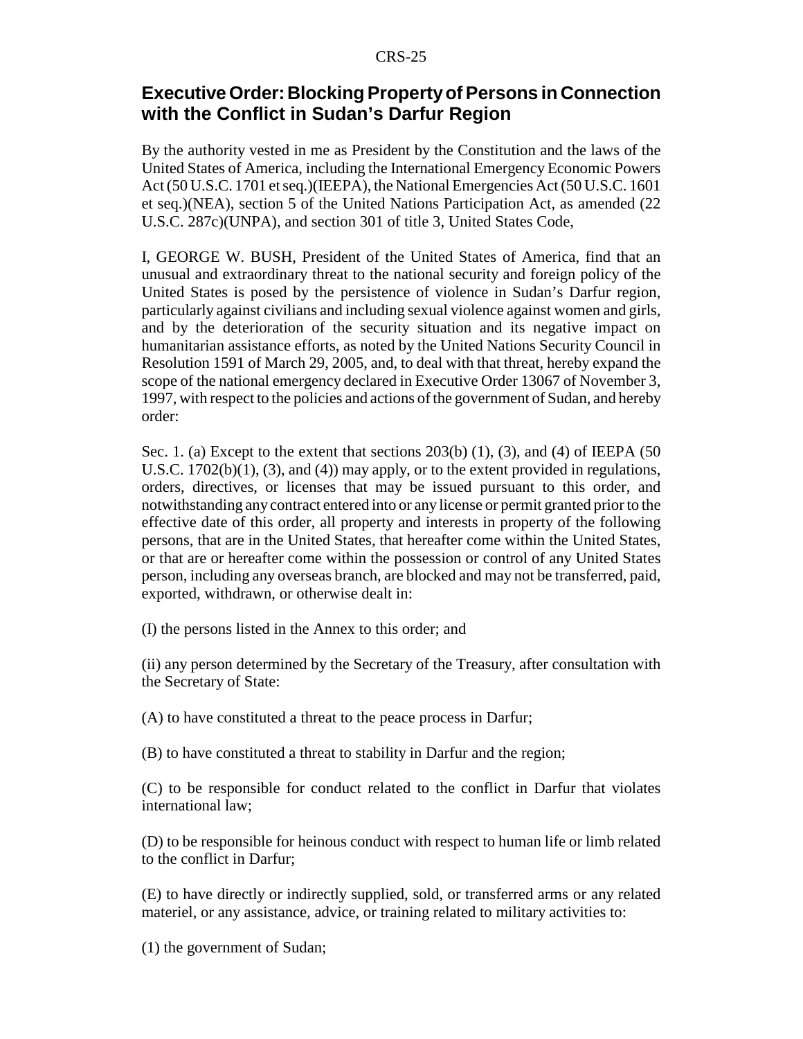## Executive Order: Blocking Property of Persons in Connection with the Conflict in Sudan's Darfur Region

By the authority vested in me as President by the Constitution and the laws of the United States of America, including the International Emergency Economic Powers Act (50 U.S.C. 1701 et seq.)(IEEPA), the National Emergencies Act (50 U.S.C. 1601 et seq.)(NEA), section 5 of the United Nations Participation Act, as amended (22 U.S.C. 287c)(UNPA), and section 301 of title 3, United States Code,

I, GEORGE W. BUSH, President of the United States of America, find that an unusual and extraordinary threat to the national security and foreign policy of the United States is posed by the persistence of violence in Sudan's Darfur region, particularly against civilians and including sexual violence against women and girls, and by the deterioration of the security situation and its negative impact on humanitarian assistance efforts, as noted by the United Nations Security Council in Resolution 1591 of March 29, 2005, and, to deal with that threat, hereby expand the scope of the national emergency declared in Executive Order 13067 of November 3, 1997, with respect to the policies and actions of the government of Sudan, and hereby order:

Sec. 1. (a) Except to the extent that sections 203(b) (1), (3), and (4) of IEEPA (50 U.S.C. 1702(b)(1), (3), and (4)) may apply, or to the extent provided in regulations, orders, directives, or licenses that may be issued pursuant to this order, and notwithstanding any contract entered into or any license or permit granted prior to the effective date of this order, all property and interests in property of the following persons, that are in the United States, that hereafter come within the United States, or that are or hereafter come within the possession or control of any United States person, including any overseas branch, are blocked and may not be transferred, paid, exported, withdrawn, or otherwise dealt in:

(I) the persons listed in the Annex to this order; and

(ii) any person determined by the Secretary of the Treasury, after consultation with the Secretary of State:

(A) to have constituted a threat to the peace process in Darfur;

(B) to have constituted a threat to stability in Darfur and the region;

(C) to be responsible for conduct related to the conflict in Darfur that violates international law;

(D) to be responsible for heinous conduct with respect to human life or limb related to the conflict in Darfur;

(E) to have directly or indirectly supplied, sold, or transferred arms or any related materiel, or any assistance, advice, or training related to military activities to:

(1) the government of Sudan;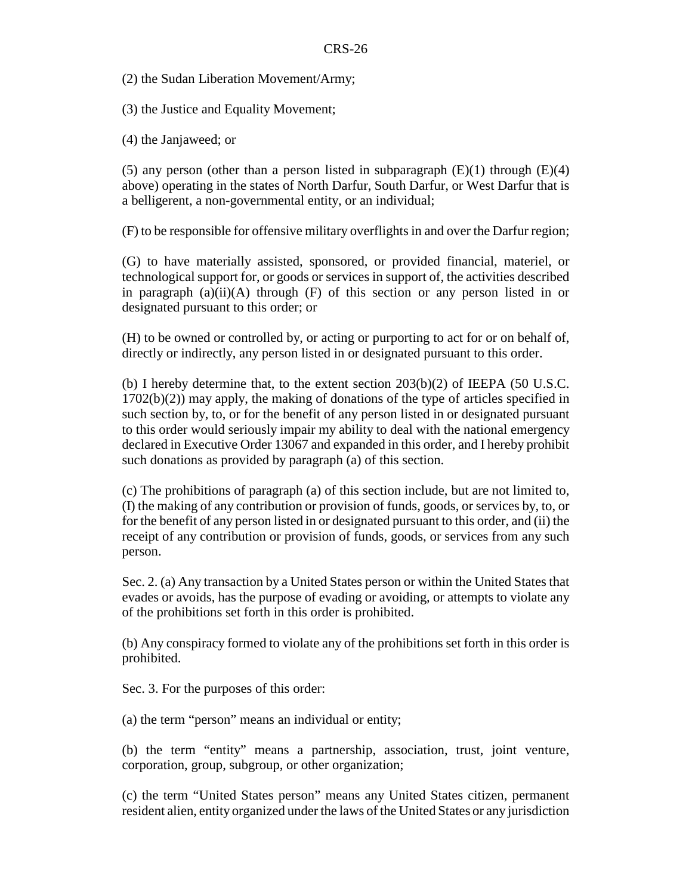(2) the Sudan Liberation Movement/Army;

(3) the Justice and Equality Movement;

(4) the Janjaweed; or

(5) any person (other than a person listed in subparagraph (E)(1) through (E)(4) above) operating in the states of North Darfur, South Darfur, or West Darfur that is a belligerent, a non-governmental entity, or an individual;

(F) to be responsible for offensive military overflights in and over the Darfur region;

(G) to have materially assisted, sponsored, or provided financial, materiel, or technological support for, or goods or services in support of, the activities described in paragraph (a)(ii)(A) through (F) of this section or any person listed in or designated pursuant to this order; or

(H) to be owned or controlled by, or acting or purporting to act for or on behalf of, directly or indirectly, any person listed in or designated pursuant to this order.

(b) I hereby determine that, to the extent section 203(b)(2) of IEEPA (50 U.S.C. 1702(b)(2)) may apply, the making of donations of the type of articles specified in such section by, to, or for the benefit of any person listed in or designated pursuant to this order would seriously impair my ability to deal with the national emergency declared in Executive Order 13067 and expanded in this order, and I hereby prohibit such donations as provided by paragraph (a) of this section.

(c) The prohibitions of paragraph (a) of this section include, but are not limited to, (I) the making of any contribution or provision of funds, goods, or services by, to, or for the benefit of any person listed in or designated pursuant to this order, and (ii) the receipt of any contribution or provision of funds, goods, or services from any such person.

Sec. 2. (a) Any transaction by a United States person or within the United States that evades or avoids, has the purpose of evading or avoiding, or attempts to violate any of the prohibitions set forth in this order is prohibited.

(b) Any conspiracy formed to violate any of the prohibitions set forth in this order is prohibited.

Sec. 3. For the purposes of this order:

(a) the term "person" means an individual or entity;

(b) the term "entity" means a partnership, association, trust, joint venture, corporation, group, subgroup, or other organization;

(c) the term "United States person" means any United States citizen, permanent resident alien, entity organized under the laws of the United States or any jurisdiction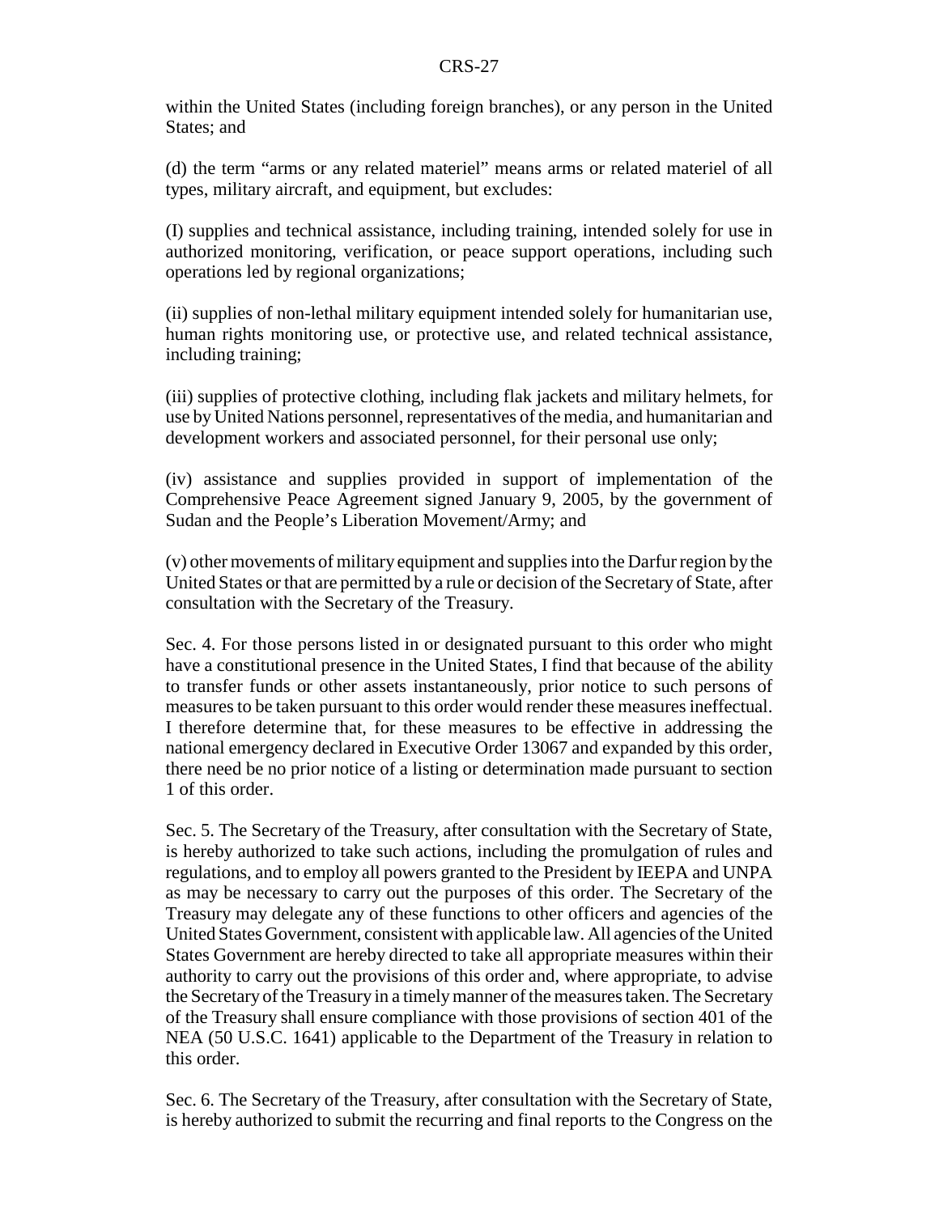within the United States (including foreign branches), or any person in the United States; and

(d) the term "arms or any related materiel" means arms or related materiel of all types, military aircraft, and equipment, but excludes:

(I) supplies and technical assistance, including training, intended solely for use in authorized monitoring, verification, or peace support operations, including such operations led by regional organizations;

(ii) supplies of non-lethal military equipment intended solely for humanitarian use, human rights monitoring use, or protective use, and related technical assistance, including training;

(iii) supplies of protective clothing, including flak jackets and military helmets, for use by United Nations personnel, representatives of the media, and humanitarian and development workers and associated personnel, for their personal use only;

(iv) assistance and supplies provided in support of implementation of the Comprehensive Peace Agreement signed January 9, 2005, by the government of Sudan and the People's Liberation Movement/Army; and

(v) other movements of military equipment and supplies into the Darfur region by the United States or that are permitted by a rule or decision of the Secretary of State, after consultation with the Secretary of the Treasury.

Sec. 4. For those persons listed in or designated pursuant to this order who might have a constitutional presence in the United States, I find that because of the ability to transfer funds or other assets instantaneously, prior notice to such persons of measures to be taken pursuant to this order would render these measures ineffectual. I therefore determine that, for these measures to be effective in addressing the national emergency declared in Executive Order 13067 and expanded by this order, there need be no prior notice of a listing or determination made pursuant to section 1 of this order.

Sec. 5. The Secretary of the Treasury, after consultation with the Secretary of State, is hereby authorized to take such actions, including the promulgation of rules and regulations, and to employ all powers granted to the President by IEEPA and UNPA as may be necessary to carry out the purposes of this order. The Secretary of the Treasury may delegate any of these functions to other officers and agencies of the United States Government, consistent with applicable law. All agencies of the United States Government are hereby directed to take all appropriate measures within their authority to carry out the provisions of this order and, where appropriate, to advise the Secretary of the Treasury in a timely manner of the measures taken. The Secretary of the Treasury shall ensure compliance with those provisions of section 401 of the NEA (50 U.S.C. 1641) applicable to the Department of the Treasury in relation to this order.

Sec. 6. The Secretary of the Treasury, after consultation with the Secretary of State, is hereby authorized to submit the recurring and final reports to the Congress on the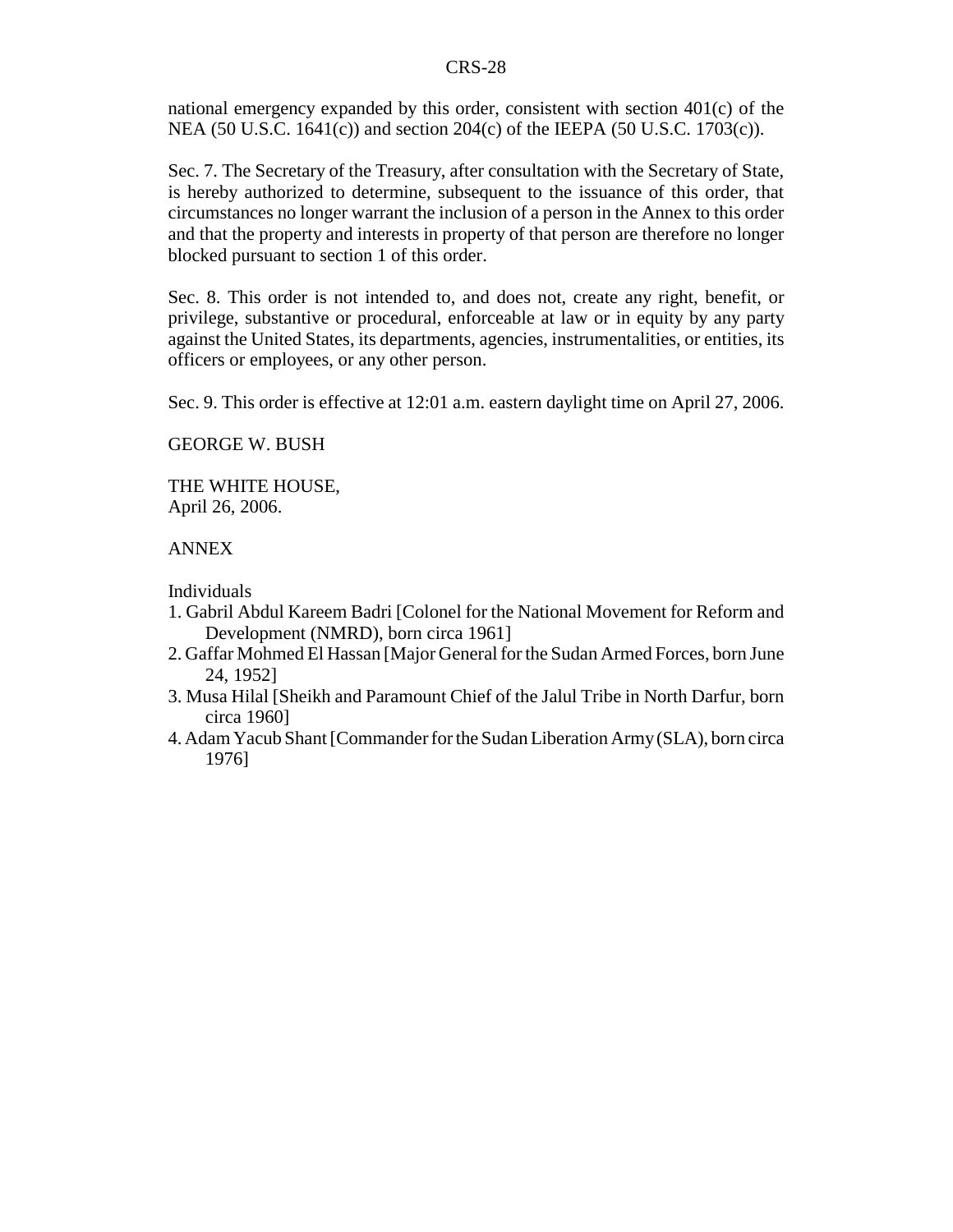national emergency expanded by this order, consistent with section 401(c) of the NEA (50 U.S.C. 1641(c)) and section 204(c) of the IEEPA (50 U.S.C. 1703(c)).

Sec. 7. The Secretary of the Treasury, after consultation with the Secretary of State, is hereby authorized to determine, subsequent to the issuance of this order, that circumstances no longer warrant the inclusion of a person in the Annex to this order and that the property and interests in property of that person are therefore no longer blocked pursuant to section 1 of this order.

Sec. 8. This order is not intended to, and does not, create any right, benefit, or privilege, substantive or procedural, enforceable at law or in equity by any party against the United States, its departments, agencies, instrumentalities, or entities, its officers or employees, or any other person.

Sec. 9. This order is effective at 12:01 a.m. eastern daylight time on April 27, 2006.

GEORGE W. BUSH

THE WHITE HOUSE,
April 26, 2006.

ANNEX

Individuals

1. Gabril Abdul Kareem Badri [Colonel for the National Movement for Reform and Development (NMRD), born circa 1961]
2. Gaffar Mohmed El Hassan [Major General for the Sudan Armed Forces, born June 24, 1952]
3. Musa Hilal [Sheikh and Paramount Chief of the Jalul Tribe in North Darfur, born circa 1960]
4. Adam Yacub Shant [Commander for the Sudan Liberation Army (SLA), born circa 1976]